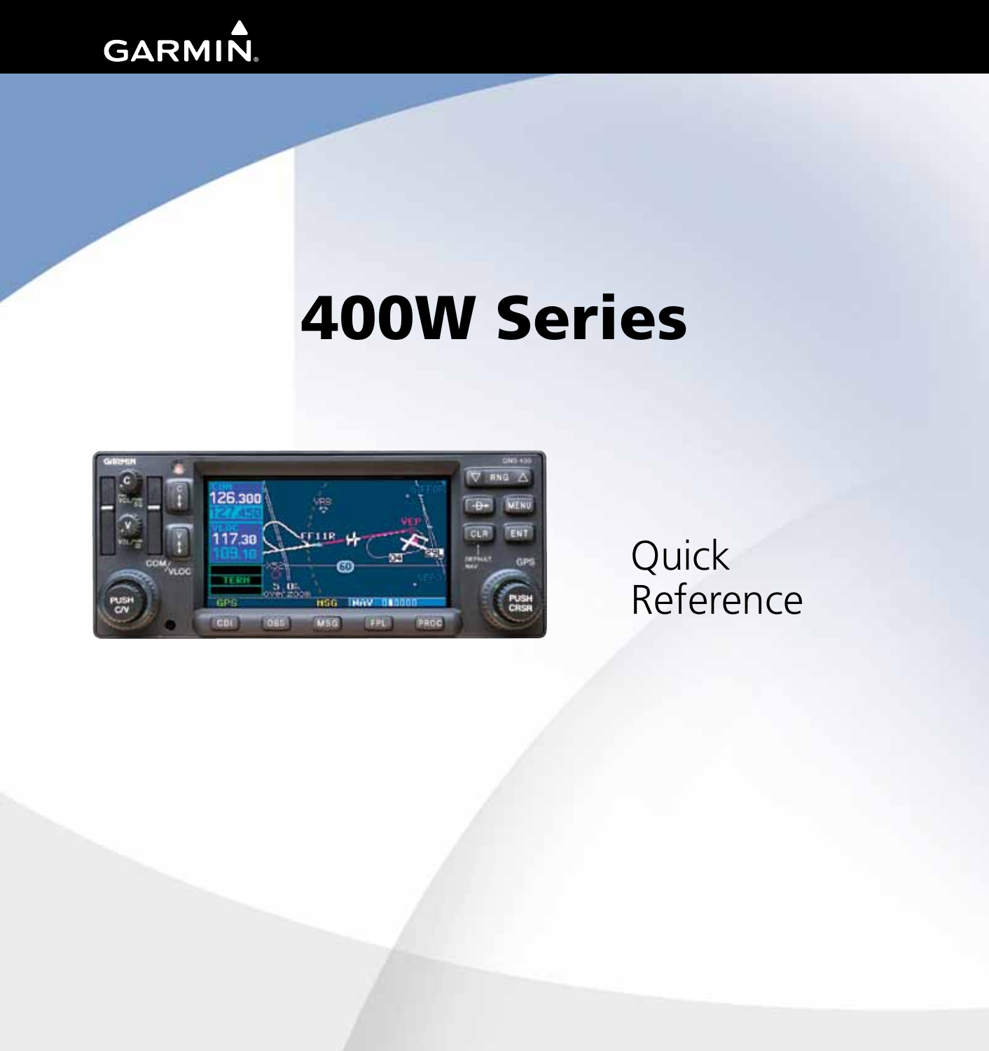GARMIN

# 400W Series

Quick Reference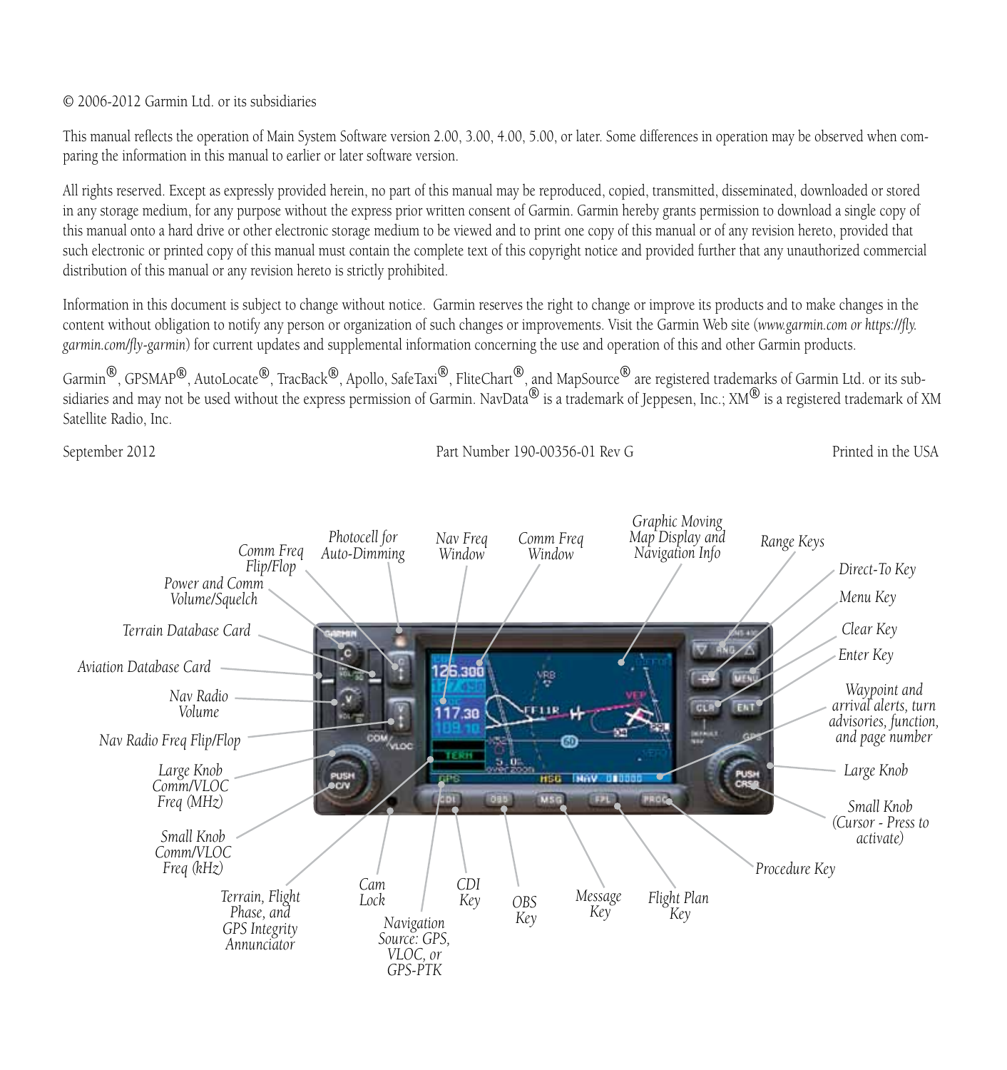© 2006-2012 Garmin Ltd. or its subsidiaries

This manual reflects the operation of Main System Software version 2.00, 3.00, 4.00, 5.00, or later. Some differences in operation may be observed when comparing the information in this manual to earlier or later software version.

All rights reserved. Except as expressly provided herein, no part of this manual may be reproduced, copied, transmitted, disseminated, downloaded or stored in any storage medium, for any purpose without the express prior written consent of Garmin. Garmin hereby grants permission to download a single copy of this manual onto a hard drive or other electronic storage medium to be viewed and to print one copy of this manual or of any revision hereto, provided that such electronic or printed copy of this manual must contain the complete text of this copyright notice and provided further that any unauthorized commercial distribution of this manual or any revision hereto is strictly prohibited.

Information in this document is subject to change without notice. Garmin reserves the right to change or improve its products and to make changes in the content without obligation to notify any person or organization of such changes or improvements. Visit the Garmin Web site (*www.garmin.com or https://fly.garmin.com/fly-garmin*) for current updates and supplemental information concerning the use and operation of this and other Garmin products.

Garmin®, GPSMAP®, AutoLocate®, TracBack®, Apollo, SafeTaxi®, FliteChart®, and MapSource® are registered trademarks of Garmin Ltd. or its subsidiaries and may not be used without the express permission of Garmin. NavData® is a trademark of Jeppesen, Inc.; XM® is a registered trademark of XM Satellite Radio, Inc.

September 2012 | Part Number 190-00356-01 Rev G | Printed in the USA

*Comm Freq Flip/Flop*
*Photocell for Auto-Dimming*
*Nav Freq Window*
*Comm Freq Window*
*Graphic Moving Map Display and Navigation Info*
*Range Keys*
*Direct-To Key*
*Menu Key*
*Clear Key*
*Enter Key*
*Waypoint and arrival alerts, turn advisories, function, and page number*
*Large Knob*
*Small Knob (Cursor - Press to activate)*
*Procedure Key*
*Flight Plan Key*
*Message Key*
*OBS Key*
*CDI Key*
*Navigation Source: GPS, VLOC, or GPS-PTK*
*Cam Lock*
*Terrain, Flight Phase, and GPS Integrity Annunciator*
*Small Knob Comm/VLOC Freq (kHz)*
*Large Knob Comm/VLOC Freq (MHz)*
*Nav Radio Freq Flip/Flop*
*Nav Radio Volume*
*Aviation Database Card*
*Terrain Database Card*
*Power and Comm Volume/Squelch*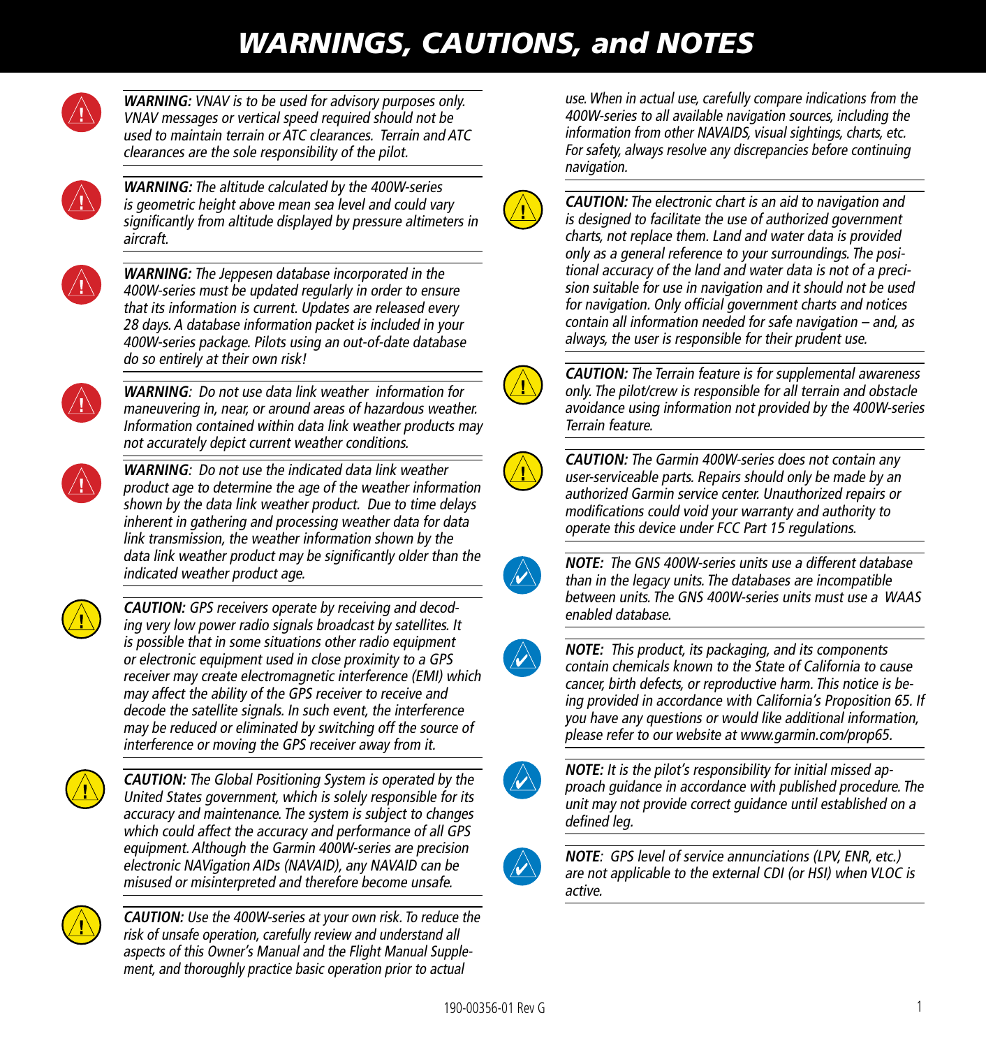# WARNINGS, CAUTIONS, and NOTES

***WARNING:*** *VNAV is to be used for advisory purposes only. VNAV messages or vertical speed required should not be used to maintain terrain or ATC clearances. Terrain and ATC clearances are the sole responsibility of the pilot.*

***WARNING:*** *The altitude calculated by the 400W-series is geometric height above mean sea level and could vary significantly from altitude displayed by pressure altimeters in aircraft.*

***WARNING:*** *The Jeppesen database incorporated in the 400W-series must be updated regularly in order to ensure that its information is current. Updates are released every 28 days. A database information packet is included in your 400W-series package. Pilots using an out-of-date database do so entirely at their own risk!*

***WARNING****: Do not use data link weather information for maneuvering in, near, or around areas of hazardous weather. Information contained within data link weather products may not accurately depict current weather conditions.*

***WARNING****: Do not use the indicated data link weather product age to determine the age of the weather information shown by the data link weather product. Due to time delays inherent in gathering and processing weather data for data link transmission, the weather information shown by the data link weather product may be significantly older than the indicated weather product age.*

***CAUTION:*** *GPS receivers operate by receiving and decoding very low power radio signals broadcast by satellites. It is possible that in some situations other radio equipment or electronic equipment used in close proximity to a GPS receiver may create electromagnetic interference (EMI) which may affect the ability of the GPS receiver to receive and decode the satellite signals. In such event, the interference may be reduced or eliminated by switching off the source of interference or moving the GPS receiver away from it.*

***CAUTION:*** *The Global Positioning System is operated by the United States government, which is solely responsible for its accuracy and maintenance. The system is subject to changes which could affect the accuracy and performance of all GPS equipment. Although the Garmin 400W-series are precision electronic NAVigation AIDs (NAVAID), any NAVAID can be misused or misinterpreted and therefore become unsafe.*

***CAUTION:*** *Use the 400W-series at your own risk. To reduce the risk of unsafe operation, carefully review and understand all aspects of this Owner's Manual and the Flight Manual Supplement, and thoroughly practice basic operation prior to actual use. When in actual use, carefully compare indications from the 400W-series to all available navigation sources, including the information from other NAVAIDS, visual sightings, charts, etc. For safety, always resolve any discrepancies before continuing navigation.*

***CAUTION:*** *The electronic chart is an aid to navigation and is designed to facilitate the use of authorized government charts, not replace them. Land and water data is provided only as a general reference to your surroundings. The positional accuracy of the land and water data is not of a precision suitable for use in navigation and it should not be used for navigation. Only official government charts and notices contain all information needed for safe navigation – and, as always, the user is responsible for their prudent use.*

***CAUTION:*** *The Terrain feature is for supplemental awareness only. The pilot/crew is responsible for all terrain and obstacle avoidance using information not provided by the 400W-series Terrain feature.*

***CAUTION:*** *The Garmin 400W-series does not contain any user-serviceable parts. Repairs should only be made by an authorized Garmin service center. Unauthorized repairs or modifications could void your warranty and authority to operate this device under FCC Part 15 regulations.*

***NOTE:*** *The GNS 400W-series units use a different database than in the legacy units. The databases are incompatible between units. The GNS 400W-series units must use a WAAS enabled database.*

***NOTE:*** *This product, its packaging, and its components contain chemicals known to the State of California to cause cancer, birth defects, or reproductive harm. This notice is being provided in accordance with California's Proposition 65. If you have any questions or would like additional information, please refer to our website at www.garmin.com/prop65.*

***NOTE:*** *It is the pilot's responsibility for initial missed approach guidance in accordance with published procedure. The unit may not provide correct guidance until established on a defined leg.*

***NOTE****: GPS level of service annunciations (LPV, ENR, etc.) are not applicable to the external CDI (or HSI) when VLOC is active.*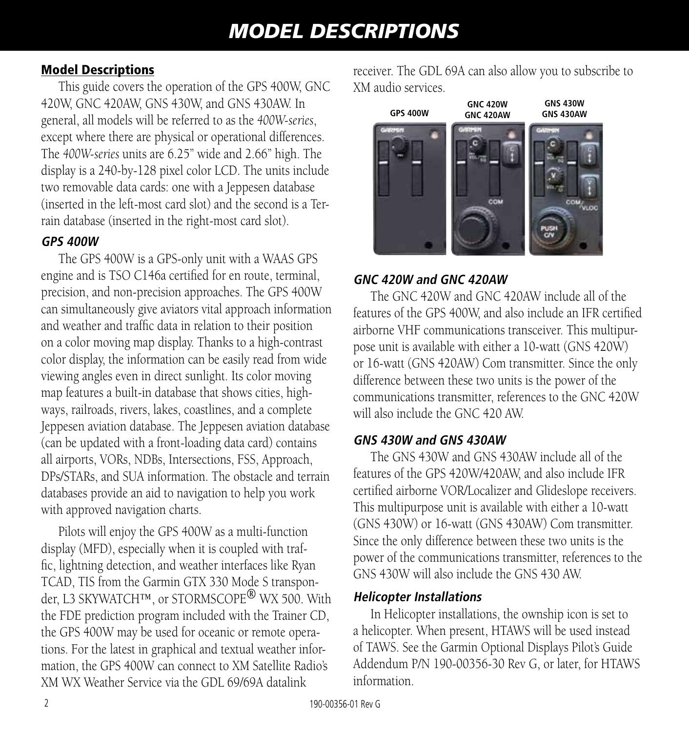## Model Descriptions

This guide covers the operation of the GPS 400W, GNC 420W, GNC 420AW, GNS 430W, and GNS 430AW. In general, all models will be referred to as the *400W-series*, except where there are physical or operational differences. The *400W-series* units are 6.25" wide and 2.66" high. The display is a 240-by-128 pixel color LCD. The units include two removable data cards: one with a Jeppesen database (inserted in the left-most card slot) and the second is a Terrain database (inserted in the right-most card slot).

### GPS 400W

The GPS 400W is a GPS-only unit with a WAAS GPS engine and is TSO C146a certified for en route, terminal, precision, and non-precision approaches. The GPS 400W can simultaneously give aviators vital approach information and weather and traffic data in relation to their position on a color moving map display. Thanks to a high-contrast color display, the information can be easily read from wide viewing angles even in direct sunlight. Its color moving map features a built-in database that shows cities, highways, railroads, rivers, lakes, coastlines, and a complete Jeppesen aviation database. The Jeppesen aviation database (can be updated with a front-loading data card) contains all airports, VORs, NDBs, Intersections, FSS, Approach, DPs/STARs, and SUA information. The obstacle and terrain databases provide an aid to navigation to help you work with approved navigation charts.

Pilots will enjoy the GPS 400W as a multi-function display (MFD), especially when it is coupled with traffic, lightning detection, and weather interfaces like Ryan TCAD, TIS from the Garmin GTX 330 Mode S transponder, L3 SKYWATCH™, or STORMSCOPE® WX 500. With the FDE prediction program included with the Trainer CD, the GPS 400W may be used for oceanic or remote operations. For the latest in graphical and textual weather information, the GPS 400W can connect to XM Satellite Radio's XM WX Weather Service via the GDL 69/69A datalink receiver. The GDL 69A can also allow you to subscribe to XM audio services.

GPS 400W | GNC 420W GNC 420AW | GNS 430W GNS 430AW

### GNC 420W and GNC 420AW

The GNC 420W and GNC 420AW include all of the features of the GPS 400W, and also include an IFR certified airborne VHF communications transceiver. This multipurpose unit is available with either a 10-watt (GNS 420W) or 16-watt (GNS 420AW) Com transmitter. Since the only difference between these two units is the power of the communications transmitter, references to the GNC 420W will also include the GNC 420 AW.

### GNS 430W and GNS 430AW

The GNS 430W and GNS 430AW include all of the features of the GPS 420W/420AW, and also include IFR certified airborne VOR/Localizer and Glideslope receivers. This multipurpose unit is available with either a 10-watt (GNS 430W) or 16-watt (GNS 430AW) Com transmitter. Since the only difference between these two units is the power of the communications transmitter, references to the GNS 430W will also include the GNS 430 AW.

### Helicopter Installations

In Helicopter installations, the ownship icon is set to a helicopter. When present, HTAWS will be used instead of TAWS. See the Garmin Optional Displays Pilot's Guide Addendum P/N 190-00356-30 Rev G, or later, for HTAWS information.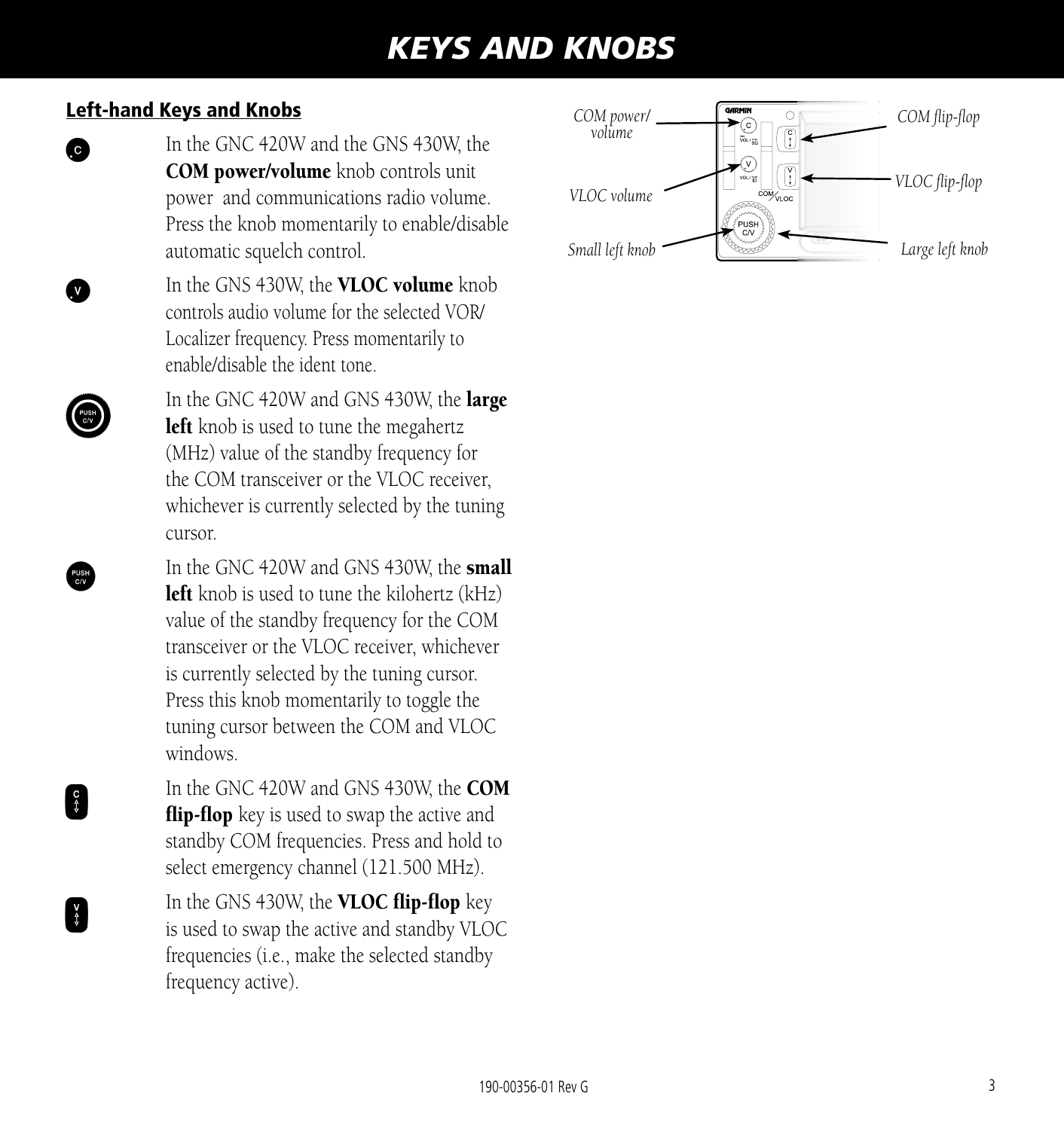# KEYS AND KNOBS

## Left-hand Keys and Knobs

In the GNC 420W and the GNS 430W, the **COM power/volume** knob controls unit power and communications radio volume. Press the knob momentarily to enable/disable automatic squelch control.

In the GNS 430W, the **VLOC volume** knob controls audio volume for the selected VOR/Localizer frequency. Press momentarily to enable/disable the ident tone.

In the GNC 420W and GNS 430W, the **large left** knob is used to tune the megahertz (MHz) value of the standby frequency for the COM transceiver or the VLOC receiver, whichever is currently selected by the tuning cursor.

In the GNC 420W and GNS 430W, the **small left** knob is used to tune the kilohertz (kHz) value of the standby frequency for the COM transceiver or the VLOC receiver, whichever is currently selected by the tuning cursor. Press this knob momentarily to toggle the tuning cursor between the COM and VLOC windows.

In the GNC 420W and GNS 430W, the **COM flip-flop** key is used to swap the active and standby COM frequencies. Press and hold to select emergency channel (121.500 MHz).

In the GNS 430W, the **VLOC flip-flop** key is used to swap the active and standby VLOC frequencies (i.e., make the selected standby frequency active).

*COM power/volume*

*VLOC volume*

*Small left knob*

*COM flip-flop*

*VLOC flip-flop*

*Large left knob*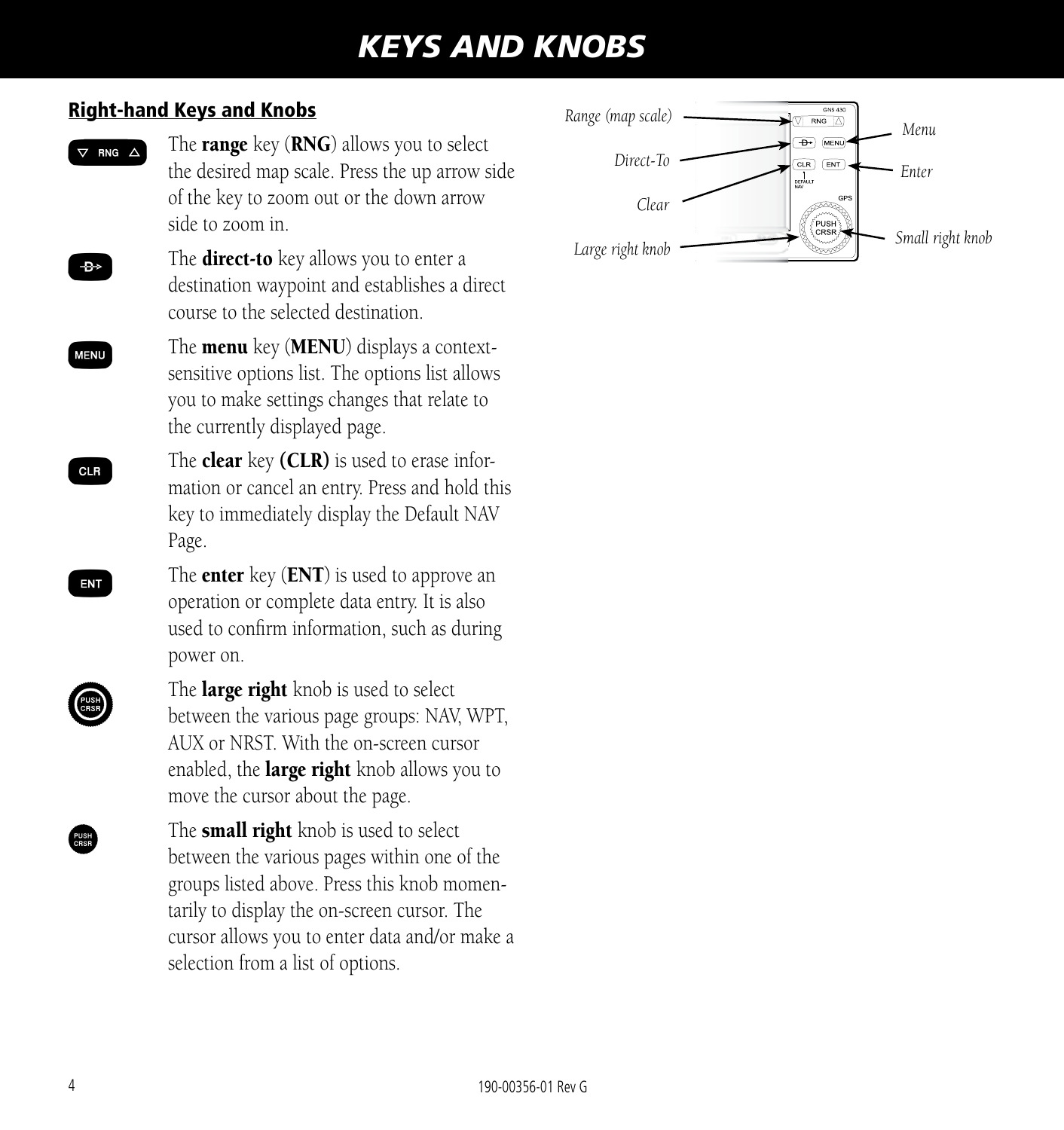# KEYS AND KNOBS

## Right-hand Keys and Knobs

The **range** key (**RNG**) allows you to select the desired map scale. Press the up arrow side of the key to zoom out or the down arrow side to zoom in.

The **direct-to** key allows you to enter a destination waypoint and establishes a direct course to the selected destination.

The **menu** key (**MENU**) displays a context-sensitive options list. The options list allows you to make settings changes that relate to the currently displayed page.

The **clear** key **(CLR)** is used to erase information or cancel an entry. Press and hold this key to immediately display the Default NAV Page.

The **enter** key (**ENT**) is used to approve an operation or complete data entry. It is also used to confirm information, such as during power on.

The **large right** knob is used to select between the various page groups: NAV, WPT, AUX or NRST. With the on-screen cursor enabled, the **large right** knob allows you to move the cursor about the page.

The **small right** knob is used to select between the various pages within one of the groups listed above. Press this knob momentarily to display the on-screen cursor. The cursor allows you to enter data and/or make a selection from a list of options.

*Range (map scale)*
*Direct-To*
*Clear*
*Large right knob*
*Menu*
*Enter*
*Small right knob*

190-00356-01 Rev G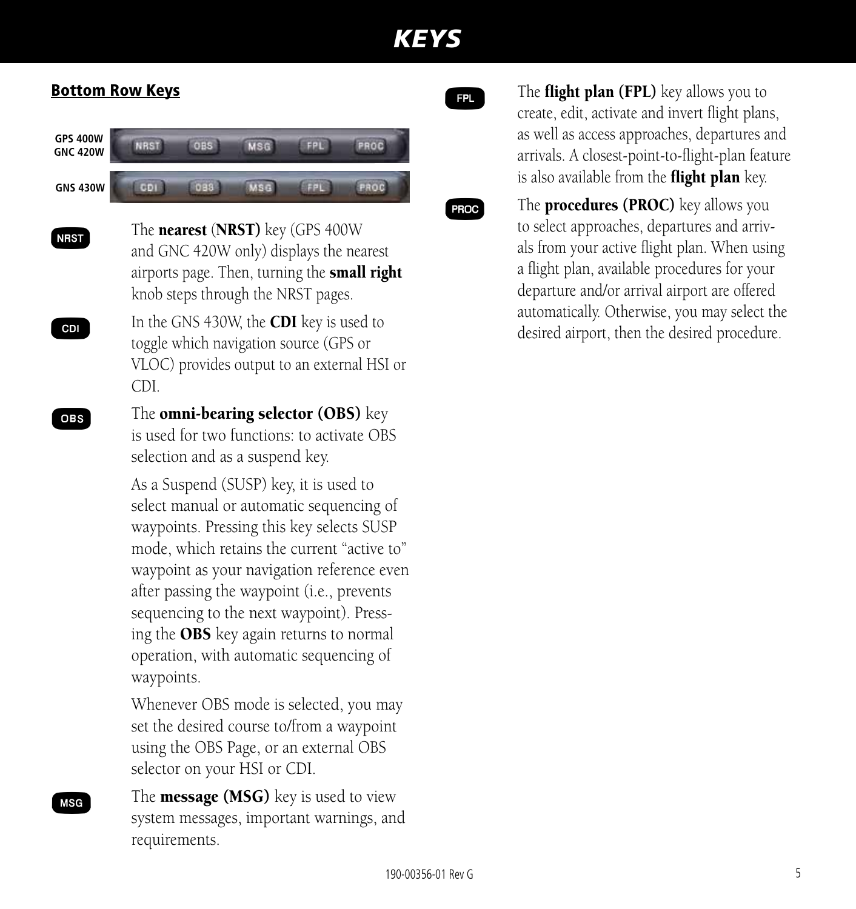# KEYS

## Bottom Row Keys

GPS 400W
GNC 420W

GNS 430W

NRST

The **nearest** (**NRST)** key (GPS 400W and GNC 420W only) displays the nearest airports page. Then, turning the **small right** knob steps through the NRST pages.

CDI

In the GNS 430W, the **CDI** key is used to toggle which navigation source (GPS or VLOC) provides output to an external HSI or CDI.

OBS

The **omni-bearing selector (OBS)** key is used for two functions: to activate OBS selection and as a suspend key.

As a Suspend (SUSP) key, it is used to select manual or automatic sequencing of waypoints. Pressing this key selects SUSP mode, which retains the current "active to" waypoint as your navigation reference even after passing the waypoint (i.e., prevents sequencing to the next waypoint). Pressing the **OBS** key again returns to normal operation, with automatic sequencing of waypoints.

Whenever OBS mode is selected, you may set the desired course to/from a waypoint using the OBS Page, or an external OBS selector on your HSI or CDI.

MSG

The **message (MSG)** key is used to view system messages, important warnings, and requirements.

FPL

The **flight plan (FPL)** key allows you to create, edit, activate and invert flight plans, as well as access approaches, departures and arrivals. A closest-point-to-flight-plan feature is also available from the **flight plan** key.

PROC

The **procedures (PROC)** key allows you to select approaches, departures and arrivals from your active flight plan. When using a flight plan, available procedures for your departure and/or arrival airport are offered automatically. Otherwise, you may select the desired airport, then the desired procedure.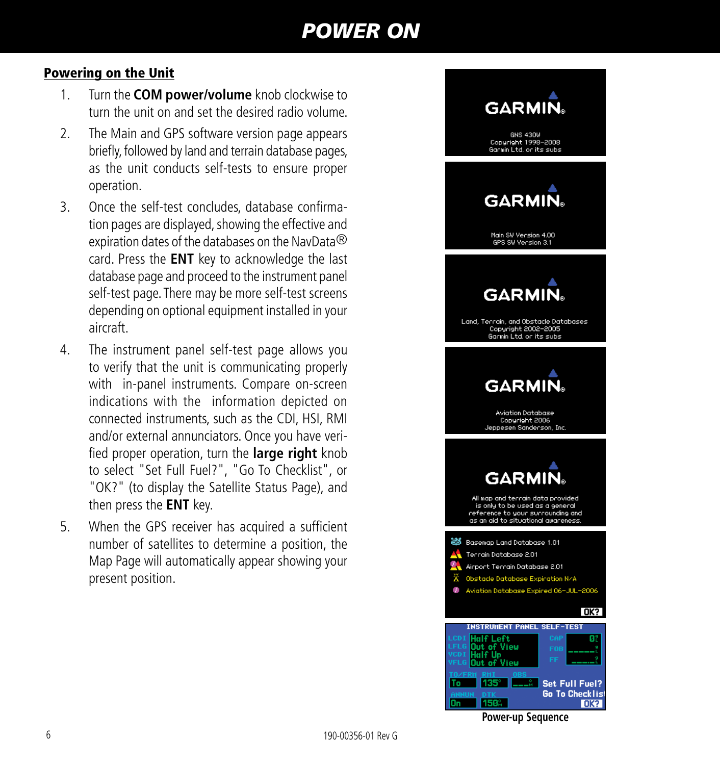# POWER ON

## Powering on the Unit

1. Turn the **COM power/volume** knob clockwise to turn the unit on and set the desired radio volume.
2. The Main and GPS software version page appears briefly, followed by land and terrain database pages, as the unit conducts self-tests to ensure proper operation.
3. Once the self-test concludes, database confirmation pages are displayed, showing the effective and expiration dates of the databases on the NavData® card. Press the **ENT** key to acknowledge the last database page and proceed to the instrument panel self-test page. There may be more self-test screens depending on optional equipment installed in your aircraft.
4. The instrument panel self-test page allows you to verify that the unit is communicating properly with in-panel instruments. Compare on-screen indications with the information depicted on connected instruments, such as the CDI, HSI, RMI and/or external annunciators. Once you have verified proper operation, turn the **large right** knob to select "Set Full Fuel?", "Go To Checklist", or "OK?" (to display the Satellite Status Page), and then press the **ENT** key.
5. When the GPS receiver has acquired a sufficient number of satellites to determine a position, the Map Page will automatically appear showing your present position.

**Power-up Sequence**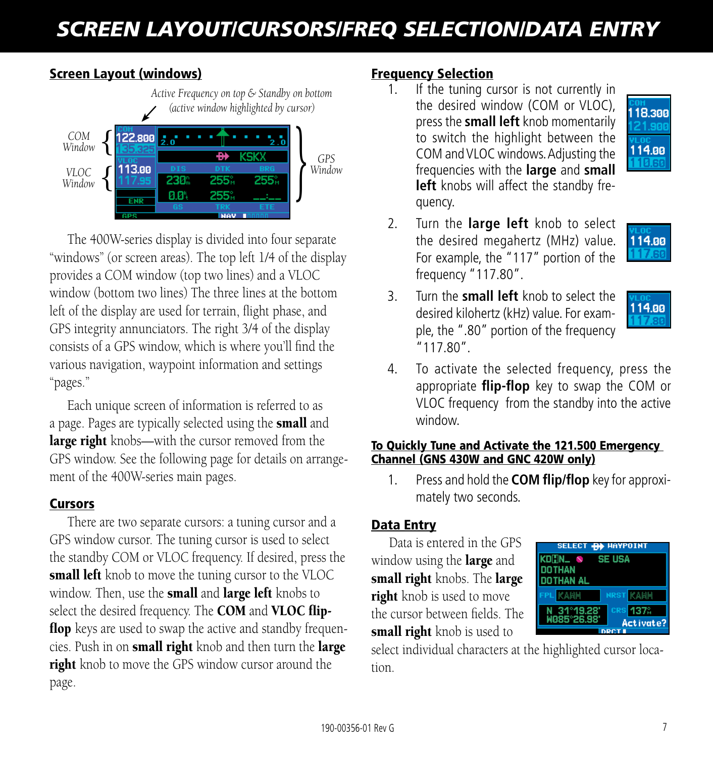# SCREEN LAYOUT/CURSORS/FREQ SELECTION/DATA ENTRY

## Screen Layout (windows)

*Active Frequency on top & Standby on bottom (active window highlighted by cursor)*

COM Window

VLOC Window

GPS Window

The 400W-series display is divided into four separate "windows" (or screen areas). The top left 1/4 of the display provides a COM window (top two lines) and a VLOC window (bottom two lines) The three lines at the bottom left of the display are used for terrain, flight phase, and GPS integrity annunciators. The right 3/4 of the display consists of a GPS window, which is where you'll find the various navigation, waypoint information and settings "pages."

Each unique screen of information is referred to as a page. Pages are typically selected using the **small** and **large right** knobs—with the cursor removed from the GPS window. See the following page for details on arrangement of the 400W-series main pages.

## Cursors

There are two separate cursors: a tuning cursor and a GPS window cursor. The tuning cursor is used to select the standby COM or VLOC frequency. If desired, press the **small left** knob to move the tuning cursor to the VLOC window. Then, use the **small** and **large left** knobs to select the desired frequency. The **COM** and **VLOC flip-flop** keys are used to swap the active and standby frequencies. Push in on **small right** knob and then turn the **large right** knob to move the GPS window cursor around the page.

## Frequency Selection

1. If the tuning cursor is not currently in the desired window (COM or VLOC), press the **small left** knob momentarily to switch the highlight between the COM and VLOC windows. Adjusting the frequencies with the **large** and **small left** knobs will affect the standby frequency.
2. Turn the **large left** knob to select the desired megahertz (MHz) value. For example, the "117" portion of the frequency "117.80".
3. Turn the **small left** knob to select the desired kilohertz (kHz) value. For example, the ".80" portion of the frequency "117.80".
4. To activate the selected frequency, press the appropriate **flip-flop** key to swap the COM or VLOC frequency from the standby into the active window.

### To Quickly Tune and Activate the 121.500 Emergency Channel (GNS 430W and GNC 420W only)

1. Press and hold the **COM flip/flop** key for approximately two seconds.

## Data Entry

Data is entered in the GPS window using the **large** and **small right** knobs. The **large right** knob is used to move the cursor between fields. The **small right** knob is used to select individual characters at the highlighted cursor location.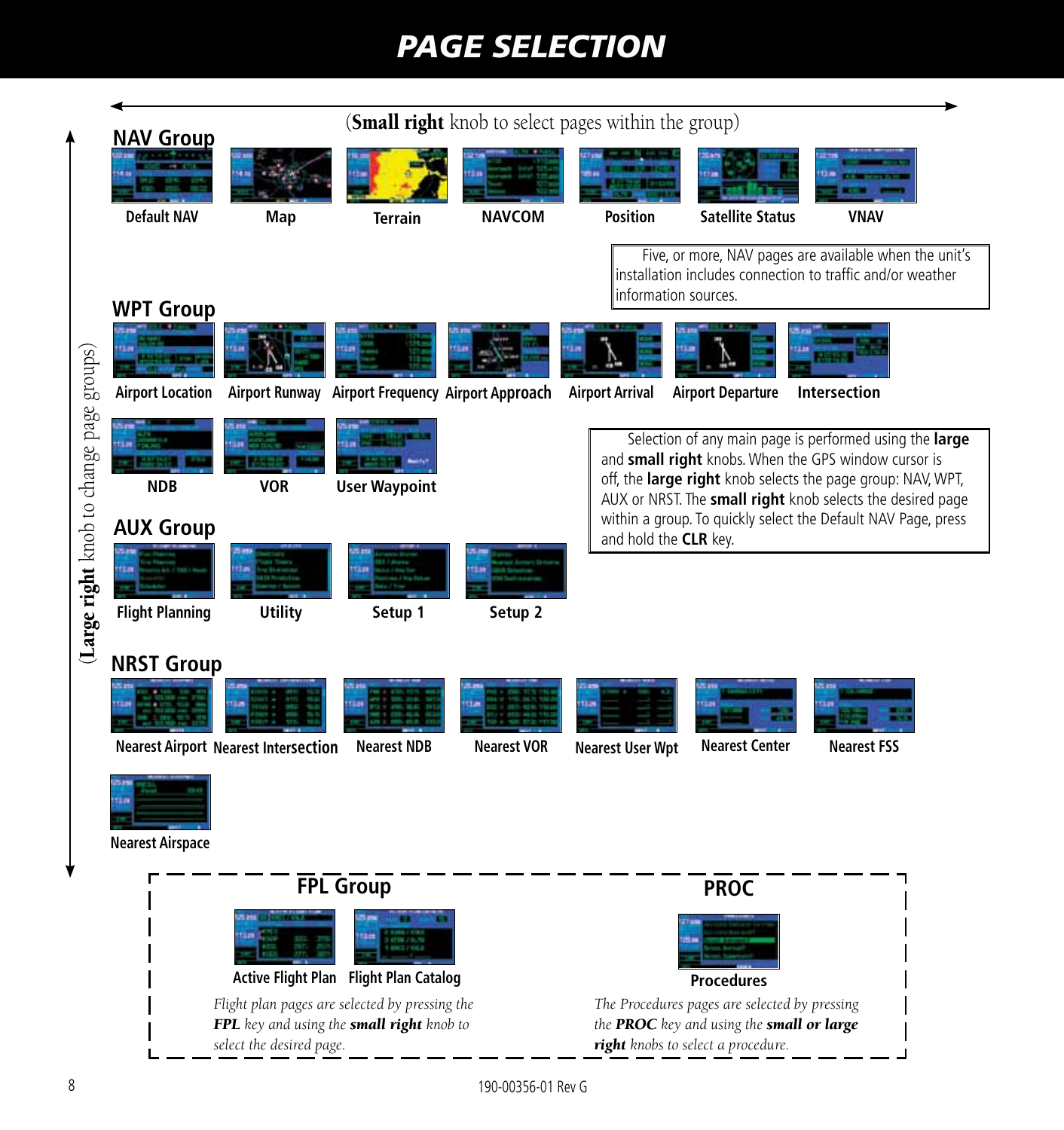# PAGE SELECTION

(**Small right** knob to select pages within the group)

(**Large right** knob to change page groups)

## NAV Group

Default NAV | Map | Terrain | NAVCOM | Position | Satellite Status | VNAV

Five, or more, NAV pages are available when the unit's installation includes connection to traffic and/or weather information sources.

## WPT Group

Airport Location | Airport Runway | Airport Frequency | Airport Approach | Airport Arrival | Airport Departure | Intersection

NDB | VOR | User Waypoint

Selection of any main page is performed using the **large** and **small right** knobs. When the GPS window cursor is off, the **large right** knob selects the page group: NAV, WPT, AUX or NRST. The **small right** knob selects the desired page within a group. To quickly select the Default NAV Page, press and hold the **CLR** key.

## AUX Group

Flight Planning | Utility | Setup 1 | Setup 2

## NRST Group

Nearest Airport | Nearest Intersection | Nearest NDB | Nearest VOR | Nearest User Wpt | Nearest Center | Nearest FSS

Nearest Airspace

## FPL Group

Active Flight Plan | Flight Plan Catalog

*Flight plan pages are selected by pressing the **FPL** key and using the **small right** knob to select the desired page.*

## PROC

Procedures

*The Procedures pages are selected by pressing the **PROC** key and using the **small or large right** knobs to select a procedure.*

190-00356-01 Rev G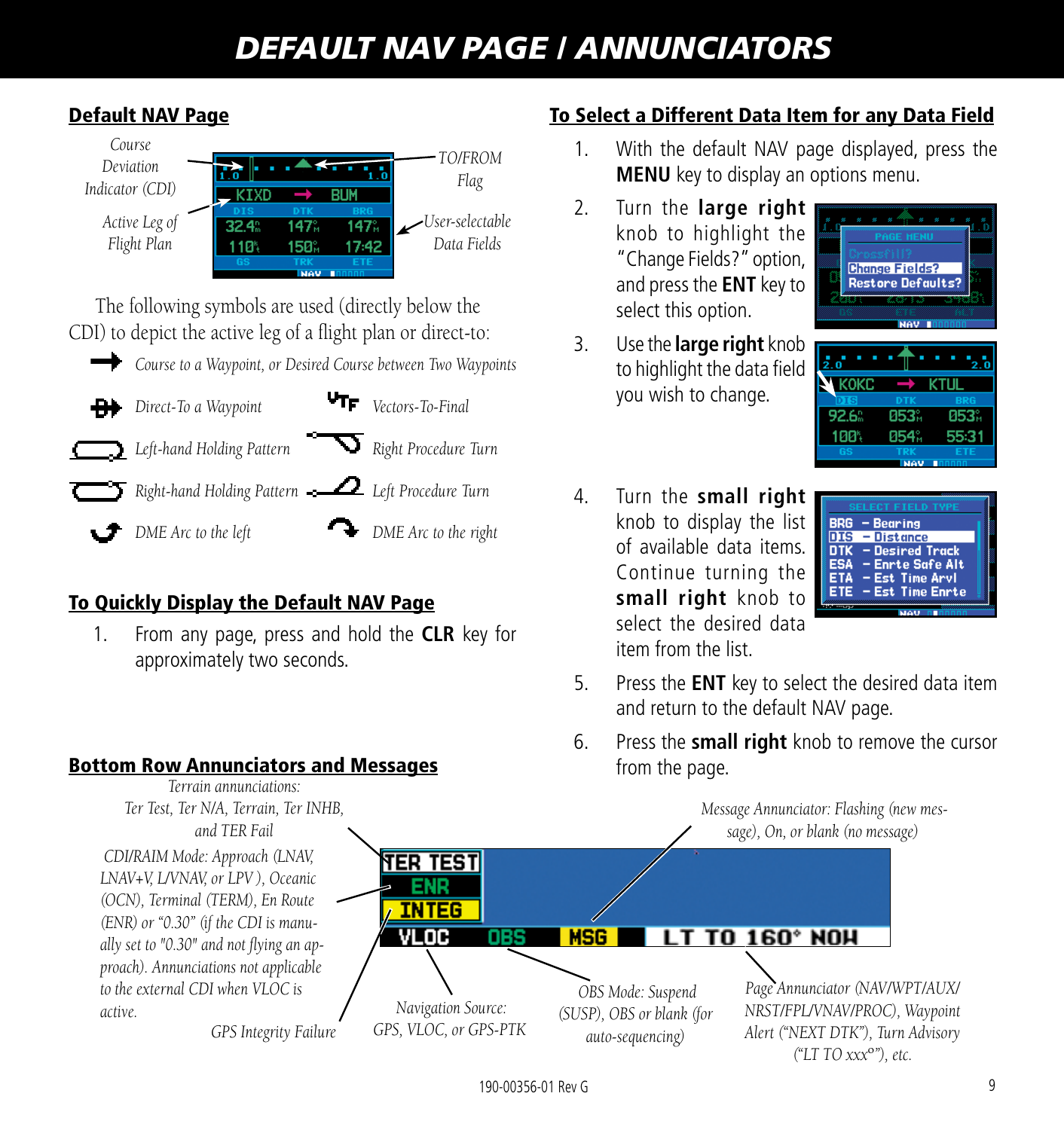# DEFAULT NAV PAGE / ANNUNCIATORS

## Default NAV Page

*Course Deviation Indicator (CDI)*

*TO/FROM Flag*

*Active Leg of Flight Plan*

*User-selectable Data Fields*

The following symbols are used (directly below the CDI) to depict the active leg of a flight plan or direct-to:

- *Course to a Waypoint, or Desired Course between Two Waypoints*
- *Direct-To a Waypoint*
- *Vectors-To-Final*
- *Left-hand Holding Pattern*
- *Right Procedure Turn*
- *Right-hand Holding Pattern*
- *Left Procedure Turn*
- *DME Arc to the left*
- *DME Arc to the right*

## To Quickly Display the Default NAV Page

1. From any page, press and hold the **CLR** key for approximately two seconds.

## Bottom Row Annunciators and Messages

*Terrain annunciations: Ter Test, Ter N/A, Terrain, Ter INHB, and TER Fail*

*CDI/RAIM Mode: Approach (LNAV, LNAV+V, L/VNAV, or LPV ), Oceanic (OCN), Terminal (TERM), En Route (ENR) or "0.30" (if the CDI is manually set to "0.30" and not flying an approach). Annunciations not applicable to the external CDI when VLOC is active.*

*GPS Integrity Failure*

*Navigation Source: GPS, VLOC, or GPS-PTK*

*OBS Mode: Suspend (SUSP), OBS or blank (for auto-sequencing)*

*Message Annunciator: Flashing (new message), On, or blank (no message)*

*Page Annunciator (NAV/WPT/AUX/NRST/FPL/VNAV/PROC), Waypoint Alert ("NEXT DTK"), Turn Advisory ("LT TO xxx°"), etc.*

## To Select a Different Data Item for any Data Field

1. With the default NAV page displayed, press the **MENU** key to display an options menu.
2. Turn the **large right** knob to highlight the "Change Fields?" option, and press the **ENT** key to select this option.
3. Use the **large right** knob to highlight the data field you wish to change.
4. Turn the **small right** knob to display the list of available data items. Continue turning the **small right** knob to select the desired data item from the list.
5. Press the **ENT** key to select the desired data item and return to the default NAV page.
6. Press the **small right** knob to remove the cursor from the page.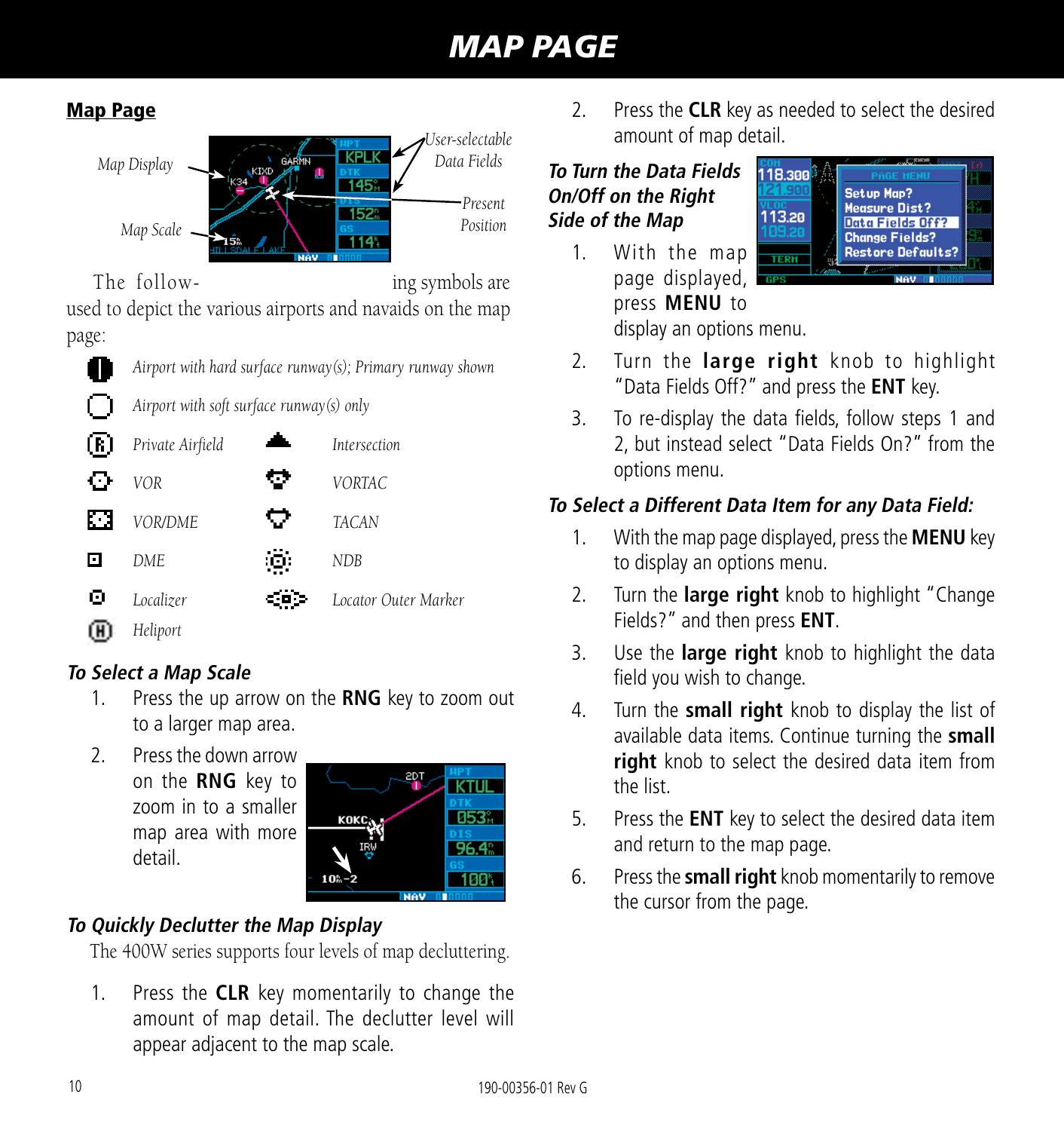## Map Page

Map Display · User-selectable Data Fields · Present Position · Map Scale

The following symbols are used to depict the various airports and navaids on the map page:

- Airport with hard surface runway(s); Primary runway shown
- Airport with soft surface runway(s) only
- Private Airfield
- Intersection
- VOR
- VORTAC
- VOR/DME
- TACAN
- DME
- NDB
- Localizer
- Locator Outer Marker
- Heliport

### To Select a Map Scale

1. Press the up arrow on the **RNG** key to zoom out to a larger map area.
2. Press the down arrow on the **RNG** key to zoom in to a smaller map area with more detail.

### To Quickly Declutter the Map Display

The 400W series supports four levels of map decluttering.

1. Press the **CLR** key momentarily to change the amount of map detail. The declutter level will appear adjacent to the map scale.
2. Press the **CLR** key as needed to select the desired amount of map detail.

### To Turn the Data Fields On/Off on the Right Side of the Map

1. With the map page displayed, press **MENU** to display an options menu.
2. Turn the **large right** knob to highlight "Data Fields Off?" and press the **ENT** key.
3. To re-display the data fields, follow steps 1 and 2, but instead select "Data Fields On?" from the options menu.

### To Select a Different Data Item for any Data Field:

1. With the map page displayed, press the **MENU** key to display an options menu.
2. Turn the **large right** knob to highlight "Change Fields?" and then press **ENT**.
3. Use the **large right** knob to highlight the data field you wish to change.
4. Turn the **small right** knob to display the list of available data items. Continue turning the **small right** knob to select the desired data item from the list.
5. Press the **ENT** key to select the desired data item and return to the map page.
6. Press the **small right** knob momentarily to remove the cursor from the page.

190-00356-01 Rev G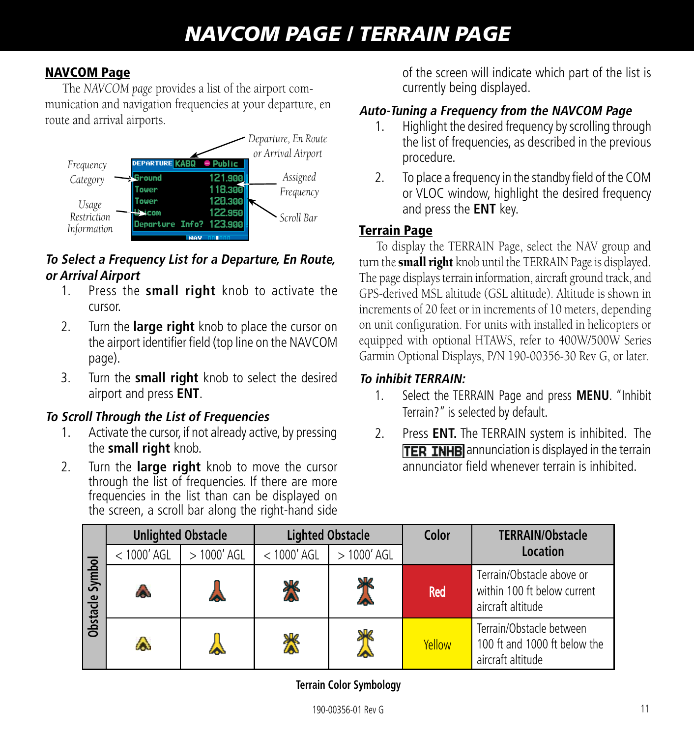## NAVCOM Page

The *NAVCOM page* provides a list of the airport communication and navigation frequencies at your departure, en route and arrival airports.

### *To Select a Frequency List for a Departure, En Route, or Arrival Airport*

1. Press the **small right** knob to activate the cursor.
2. Turn the **large right** knob to place the cursor on the airport identifier field (top line on the NAVCOM page).
3. Turn the **small right** knob to select the desired airport and press **ENT**.

### *To Scroll Through the List of Frequencies*

1. Activate the cursor, if not already active, by pressing the **small right** knob.
2. Turn the **large right** knob to move the cursor through the list of frequencies. If there are more frequencies in the list than can be displayed on the screen, a scroll bar along the right-hand side of the screen will indicate which part of the list is currently being displayed.

### *Auto-Tuning a Frequency from the NAVCOM Page*

1. Highlight the desired frequency by scrolling through the list of frequencies, as described in the previous procedure.
2. To place a frequency in the standby field of the COM or VLOC window, highlight the desired frequency and press the **ENT** key.

## Terrain Page

To display the TERRAIN Page, select the NAV group and turn the **small right** knob until the TERRAIN Page is displayed. The page displays terrain information, aircraft ground track, and GPS-derived MSL altitude (GSL altitude). Altitude is shown in increments of 20 feet or in increments of 10 meters, depending on unit configuration. For units with installed in helicopters or equipped with optional HTAWS, refer to 400W/500W Series Garmin Optional Displays, P/N 190-00356-30 Rev G, or later.

### *To inhibit TERRAIN:*

1. Select the TERRAIN Page and press **MENU**. "Inhibit Terrain?" is selected by default.
2. Press **ENT.** The TERRAIN system is inhibited. The **TER INHB** annunciation is displayed in the terrain annunciator field whenever terrain is inhibited.

| Obstacle Symbol | Unlighted Obstacle | | Lighted Obstacle | | Color | TERRAIN/Obstacle Location |
|---|---|---|---|---|---|---|
| | < 1000' AGL | > 1000' AGL | < 1000' AGL | > 1000' AGL | | |
| | | | | | Red | Terrain/Obstacle above or within 100 ft below current aircraft altitude |
| | | | | | Yellow | Terrain/Obstacle between 100 ft and 1000 ft below the aircraft altitude |

**Terrain Color Symbology**

190-00356-01 Rev G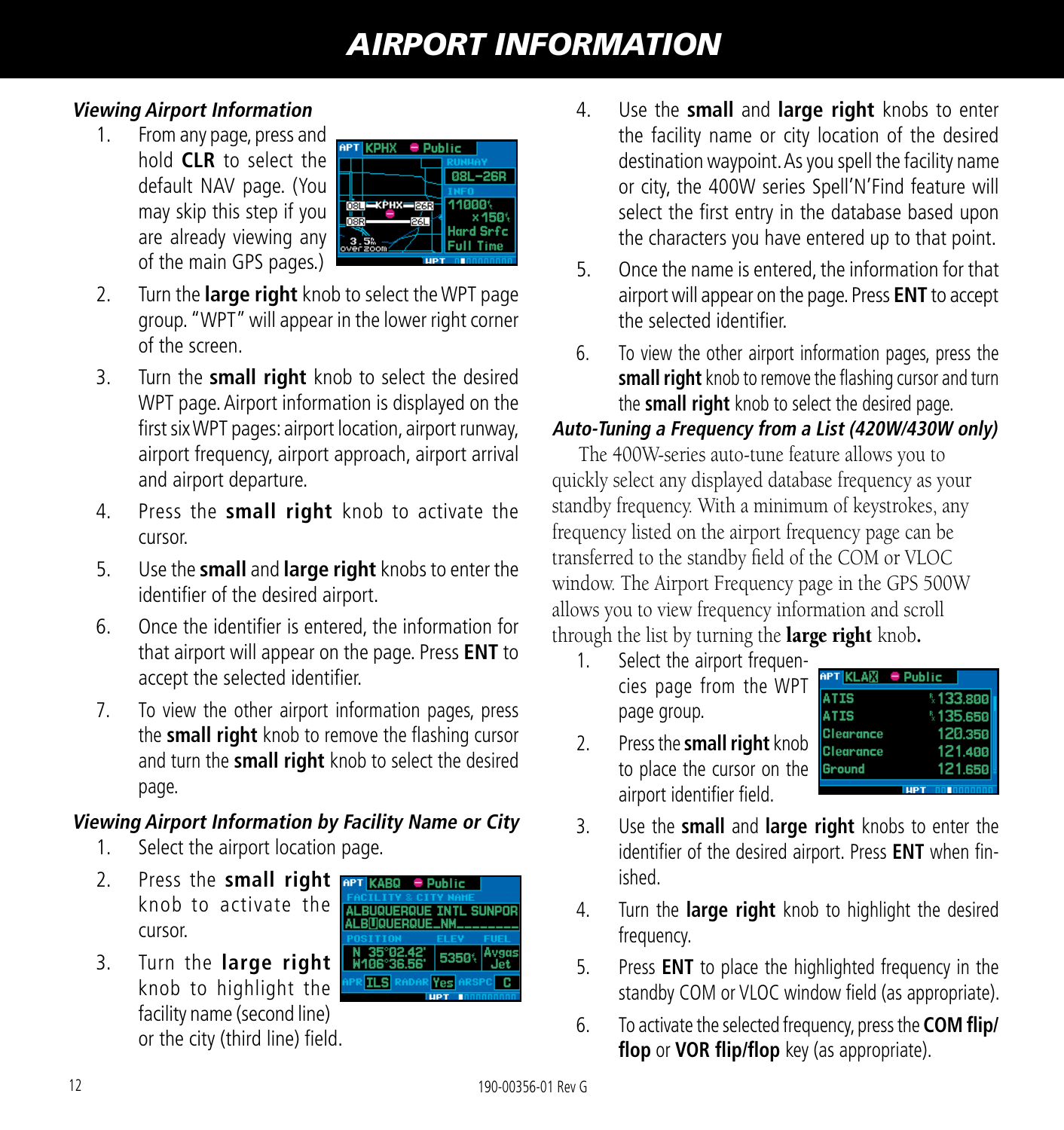# AIRPORT INFORMATION

### *Viewing Airport Information*

1. From any page, press and hold **CLR** to select the default NAV page. (You may skip this step if you are already viewing any of the main GPS pages.)
2. Turn the **large right** knob to select the WPT page group. "WPT" will appear in the lower right corner of the screen.
3. Turn the **small right** knob to select the desired WPT page. Airport information is displayed on the first six WPT pages: airport location, airport runway, airport frequency, airport approach, airport arrival and airport departure.
4. Press the **small right** knob to activate the cursor.
5. Use the **small** and **large right** knobs to enter the identifier of the desired airport.
6. Once the identifier is entered, the information for that airport will appear on the page. Press **ENT** to accept the selected identifier.
7. To view the other airport information pages, press the **small right** knob to remove the flashing cursor and turn the **small right** knob to select the desired page.

### *Viewing Airport Information by Facility Name or City*

1. Select the airport location page.
2. Press the **small right** knob to activate the cursor.
3. Turn the **large right** knob to highlight the facility name (second line) or the city (third line) field.
4. Use the **small** and **large right** knobs to enter the facility name or city location of the desired destination waypoint. As you spell the facility name or city, the 400W series Spell'N'Find feature will select the first entry in the database based upon the characters you have entered up to that point.
5. Once the name is entered, the information for that airport will appear on the page. Press **ENT** to accept the selected identifier.
6. To view the other airport information pages, press the **small right** knob to remove the flashing cursor and turn the **small right** knob to select the desired page.

### *Auto-Tuning a Frequency from a List (420W/430W only)*

The 400W-series auto-tune feature allows you to quickly select any displayed database frequency as your standby frequency. With a minimum of keystrokes, any frequency listed on the airport frequency page can be transferred to the standby field of the COM or VLOC window. The Airport Frequency page in the GPS 500W allows you to view frequency information and scroll through the list by turning the **large right** knob.

1. Select the airport frequencies page from the WPT page group.
2. Press the **small right** knob to place the cursor on the airport identifier field.
3. Use the **small** and **large right** knobs to enter the identifier of the desired airport. Press **ENT** when finished.
4. Turn the **large right** knob to highlight the desired frequency.
5. Press **ENT** to place the highlighted frequency in the standby COM or VLOC window field (as appropriate).
6. To activate the selected frequency, press the **COM flip/flop** or **VOR flip/flop** key (as appropriate).

190-00356-01 Rev G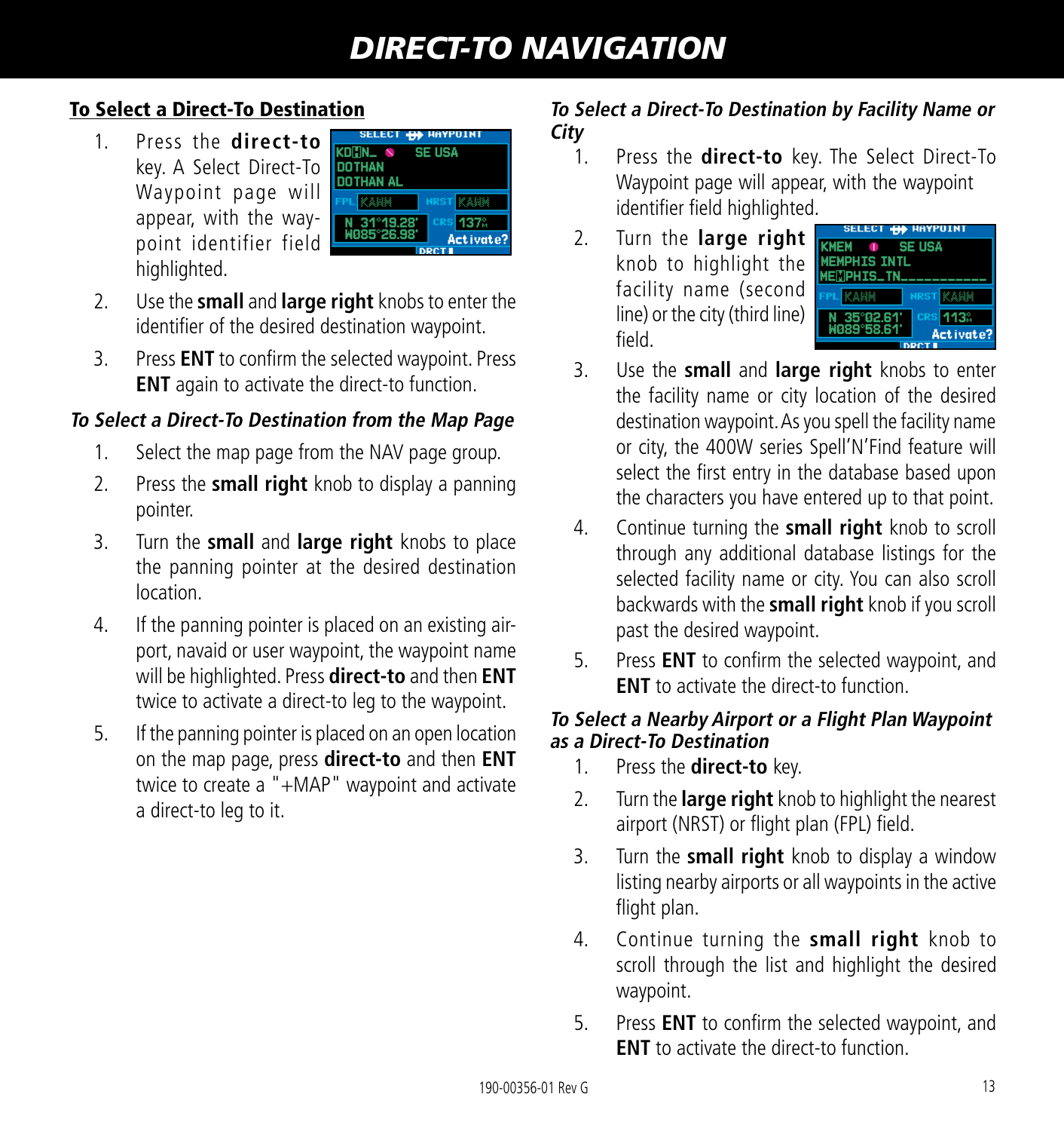# DIRECT-TO NAVIGATION

## To Select a Direct-To Destination

1. Press the **direct-to** key. A Select Direct-To Waypoint page will appear, with the waypoint identifier field highlighted.
2. Use the **small** and **large right** knobs to enter the identifier of the desired destination waypoint.
3. Press **ENT** to confirm the selected waypoint. Press **ENT** again to activate the direct-to function.

### *To Select a Direct-To Destination from the Map Page*

1. Select the map page from the NAV page group.
2. Press the **small right** knob to display a panning pointer.
3. Turn the **small** and **large right** knobs to place the panning pointer at the desired destination location.
4. If the panning pointer is placed on an existing airport, navaid or user waypoint, the waypoint name will be highlighted. Press **direct-to** and then **ENT** twice to activate a direct-to leg to the waypoint.
5. If the panning pointer is placed on an open location on the map page, press **direct-to** and then **ENT** twice to create a "+MAP" waypoint and activate a direct-to leg to it.

### *To Select a Direct-To Destination by Facility Name or City*

1. Press the **direct-to** key. The Select Direct-To Waypoint page will appear, with the waypoint identifier field highlighted.
2. Turn the **large right** knob to highlight the facility name (second line) or the city (third line) field.
3. Use the **small** and **large right** knobs to enter the facility name or city location of the desired destination waypoint. As you spell the facility name or city, the 400W series Spell'N'Find feature will select the first entry in the database based upon the characters you have entered up to that point.
4. Continue turning the **small right** knob to scroll through any additional database listings for the selected facility name or city. You can also scroll backwards with the **small right** knob if you scroll past the desired waypoint.
5. Press **ENT** to confirm the selected waypoint, and **ENT** to activate the direct-to function.

### *To Select a Nearby Airport or a Flight Plan Waypoint as a Direct-To Destination*

1. Press the **direct-to** key.
2. Turn the **large right** knob to highlight the nearest airport (NRST) or flight plan (FPL) field.
3. Turn the **small right** knob to display a window listing nearby airports or all waypoints in the active flight plan.
4. Continue turning the **small right** knob to scroll through the list and highlight the desired waypoint.
5. Press **ENT** to confirm the selected waypoint, and **ENT** to activate the direct-to function.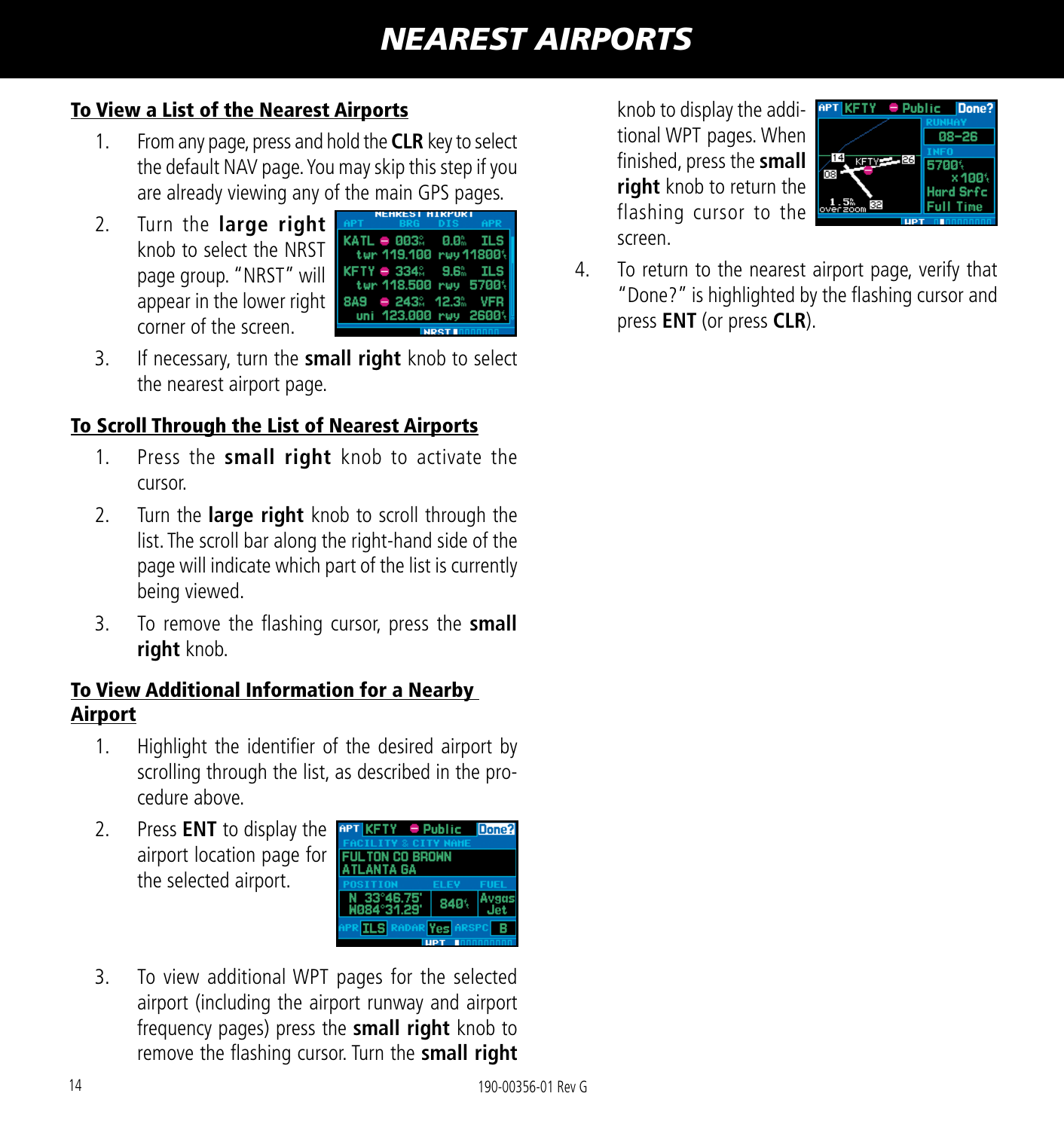# NEAREST AIRPORTS

## To View a List of the Nearest Airports

1. From any page, press and hold the **CLR** key to select the default NAV page. You may skip this step if you are already viewing any of the main GPS pages.
2. Turn the **large right** knob to select the NRST page group. "NRST" will appear in the lower right corner of the screen.
3. If necessary, turn the **small right** knob to select the nearest airport page.

## To Scroll Through the List of Nearest Airports

1. Press the **small right** knob to activate the cursor.
2. Turn the **large right** knob to scroll through the list. The scroll bar along the right-hand side of the page will indicate which part of the list is currently being viewed.
3. To remove the flashing cursor, press the **small right** knob.

## To View Additional Information for a Nearby Airport

1. Highlight the identifier of the desired airport by scrolling through the list, as described in the procedure above.
2. Press **ENT** to display the airport location page for the selected airport.
3. To view additional WPT pages for the selected airport (including the airport runway and airport frequency pages) press the **small right** knob to remove the flashing cursor. Turn the **small right** knob to display the additional WPT pages. When finished, press the **small right** knob to return the flashing cursor to the screen.
4. To return to the nearest airport page, verify that "Done?" is highlighted by the flashing cursor and press **ENT** (or press **CLR**).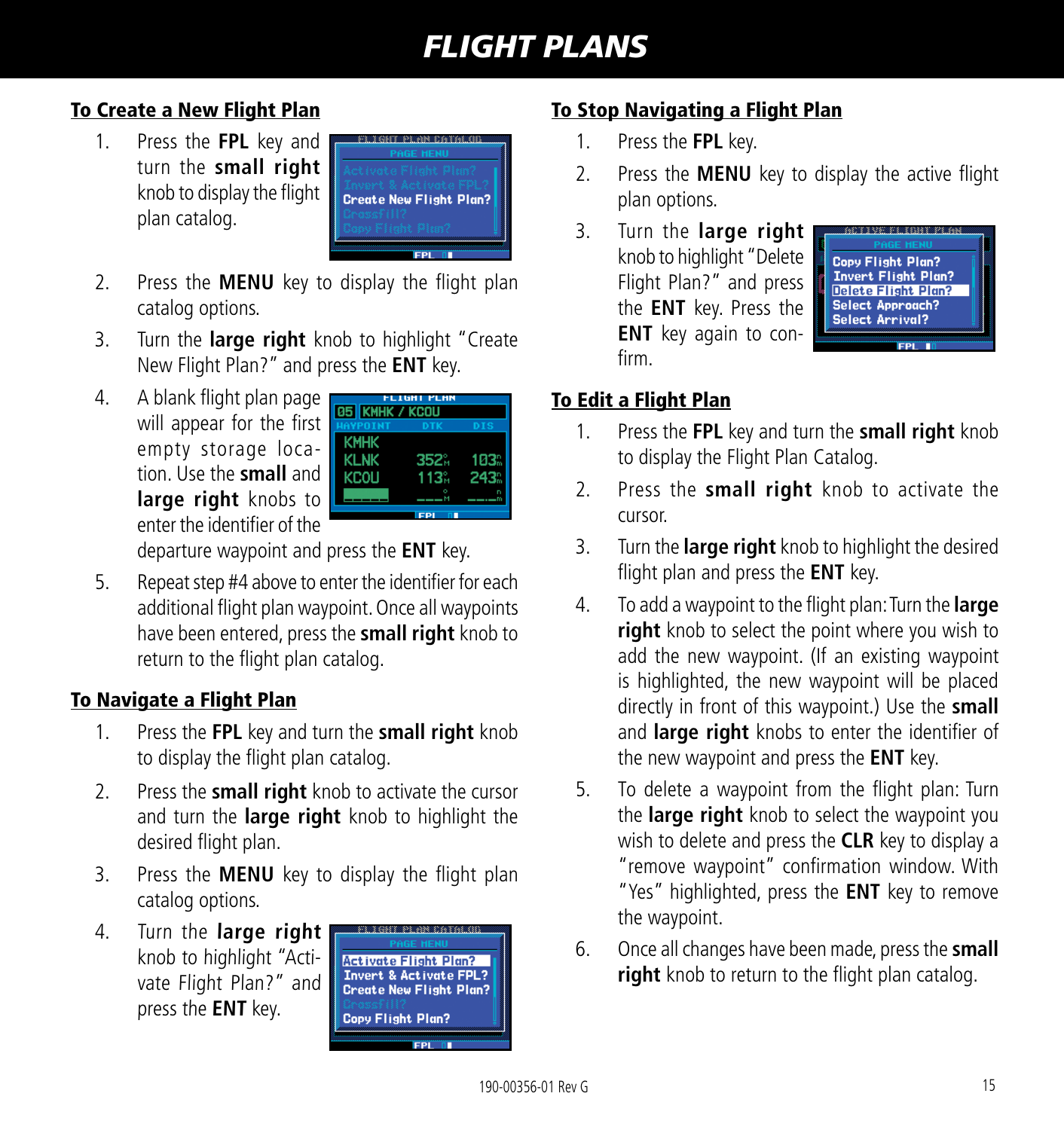## To Create a New Flight Plan

1. Press the **FPL** key and turn the **small right** knob to display the flight plan catalog.
2. Press the **MENU** key to display the flight plan catalog options.
3. Turn the **large right** knob to highlight "Create New Flight Plan?" and press the **ENT** key.
4. A blank flight plan page will appear for the first empty storage location. Use the **small** and **large right** knobs to enter the identifier of the departure waypoint and press the **ENT** key.
5. Repeat step #4 above to enter the identifier for each additional flight plan waypoint. Once all waypoints have been entered, press the **small right** knob to return to the flight plan catalog.

## To Navigate a Flight Plan

1. Press the **FPL** key and turn the **small right** knob to display the flight plan catalog.
2. Press the **small right** knob to activate the cursor and turn the **large right** knob to highlight the desired flight plan.
3. Press the **MENU** key to display the flight plan catalog options.
4. Turn the **large right** knob to highlight "Activate Flight Plan?" and press the **ENT** key.

## To Stop Navigating a Flight Plan

1. Press the **FPL** key.
2. Press the **MENU** key to display the active flight plan options.
3. Turn the **large right** knob to highlight "Delete Flight Plan?" and press the **ENT** key. Press the **ENT** key again to confirm.

## To Edit a Flight Plan

1. Press the **FPL** key and turn the **small right** knob to display the Flight Plan Catalog.
2. Press the **small right** knob to activate the cursor.
3. Turn the **large right** knob to highlight the desired flight plan and press the **ENT** key.
4. To add a waypoint to the flight plan: Turn the **large right** knob to select the point where you wish to add the new waypoint. (If an existing waypoint is highlighted, the new waypoint will be placed directly in front of this waypoint.) Use the **small** and **large right** knobs to enter the identifier of the new waypoint and press the **ENT** key.
5. To delete a waypoint from the flight plan: Turn the **large right** knob to select the waypoint you wish to delete and press the **CLR** key to display a "remove waypoint" confirmation window. With "Yes" highlighted, press the **ENT** key to remove the waypoint.
6. Once all changes have been made, press the **small right** knob to return to the flight plan catalog.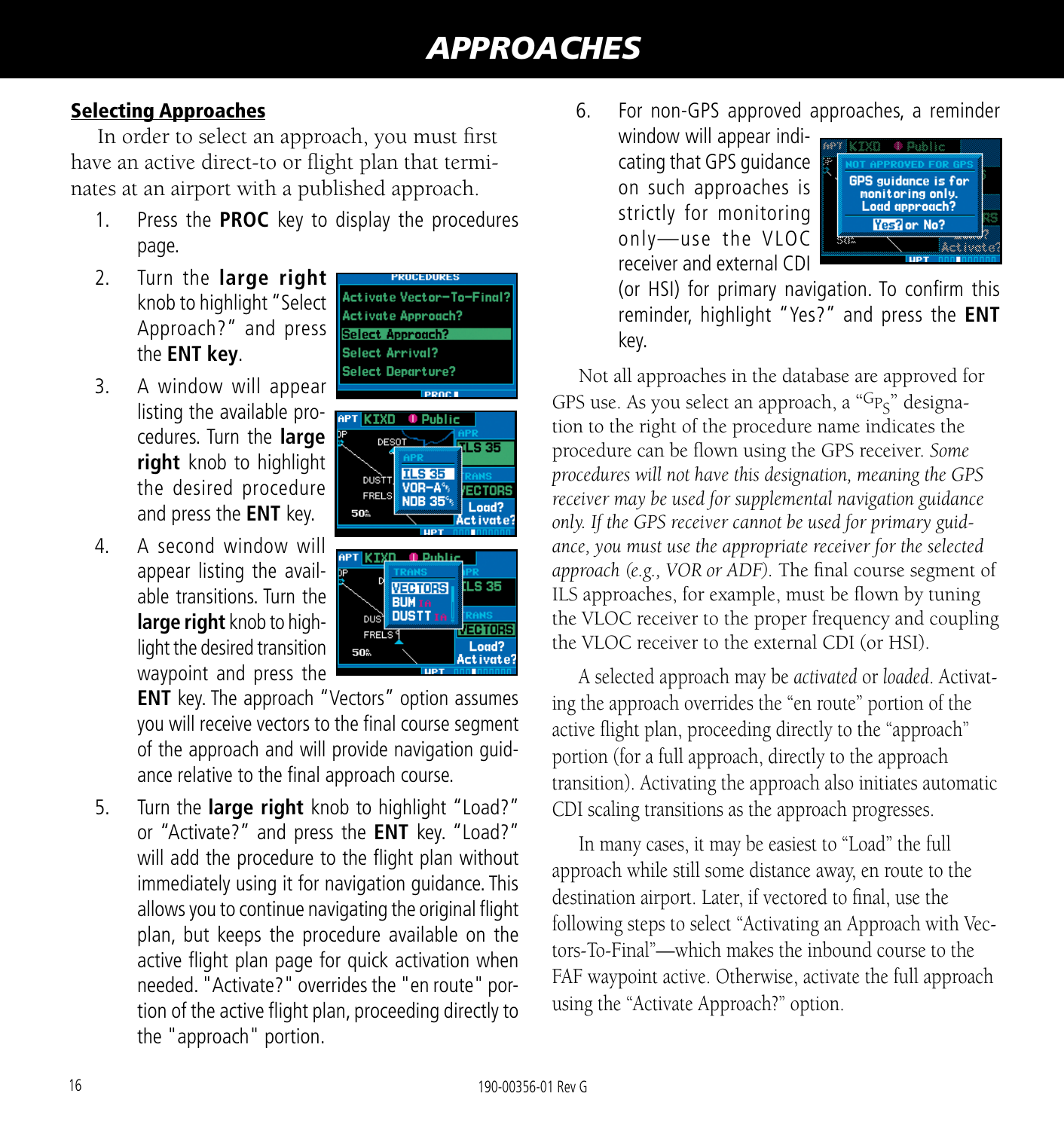## Selecting Approaches

In order to select an approach, you must first have an active direct-to or flight plan that terminates at an airport with a published approach.

1. Press the **PROC** key to display the procedures page.

2. Turn the **large right** knob to highlight "Select Approach?" and press the **ENT key**.

3. A window will appear listing the available procedures. Turn the **large right** knob to highlight the desired procedure and press the **ENT** key.

4. A second window will appear listing the available transitions. Turn the **large right** knob to highlight the desired transition waypoint and press the **ENT** key. The approach "Vectors" option assumes you will receive vectors to the final course segment of the approach and will provide navigation guidance relative to the final approach course.

5. Turn the **large right** knob to highlight "Load?" or "Activate?" and press the **ENT** key. "Load?" will add the procedure to the flight plan without immediately using it for navigation guidance. This allows you to continue navigating the original flight plan, but keeps the procedure available on the active flight plan page for quick activation when needed. "Activate?" overrides the "en route" portion of the active flight plan, proceeding directly to the "approach" portion.

6. For non-GPS approved approaches, a reminder window will appear indicating that GPS guidance on such approaches is strictly for monitoring only—use the VLOC receiver and external CDI (or HSI) for primary navigation. To confirm this reminder, highlight "Yes?" and press the **ENT** key.

Not all approaches in the database are approved for GPS use. As you select an approach, a "$^{G}P_{S}$" designation to the right of the procedure name indicates the procedure can be flown using the GPS receiver. *Some procedures will not have this designation, meaning the GPS receiver may be used for supplemental navigation guidance only. If the GPS receiver cannot be used for primary guidance, you must use the appropriate receiver for the selected approach (e.g., VOR or ADF).* The final course segment of ILS approaches, for example, must be flown by tuning the VLOC receiver to the proper frequency and coupling the VLOC receiver to the external CDI (or HSI).

A selected approach may be *activated* or *loaded*. Activating the approach overrides the "en route" portion of the active flight plan, proceeding directly to the "approach" portion (for a full approach, directly to the approach transition). Activating the approach also initiates automatic CDI scaling transitions as the approach progresses.

In many cases, it may be easiest to "Load" the full approach while still some distance away, en route to the destination airport. Later, if vectored to final, use the following steps to select "Activating an Approach with Vectors-To-Final"—which makes the inbound course to the FAF waypoint active. Otherwise, activate the full approach using the "Activate Approach?" option.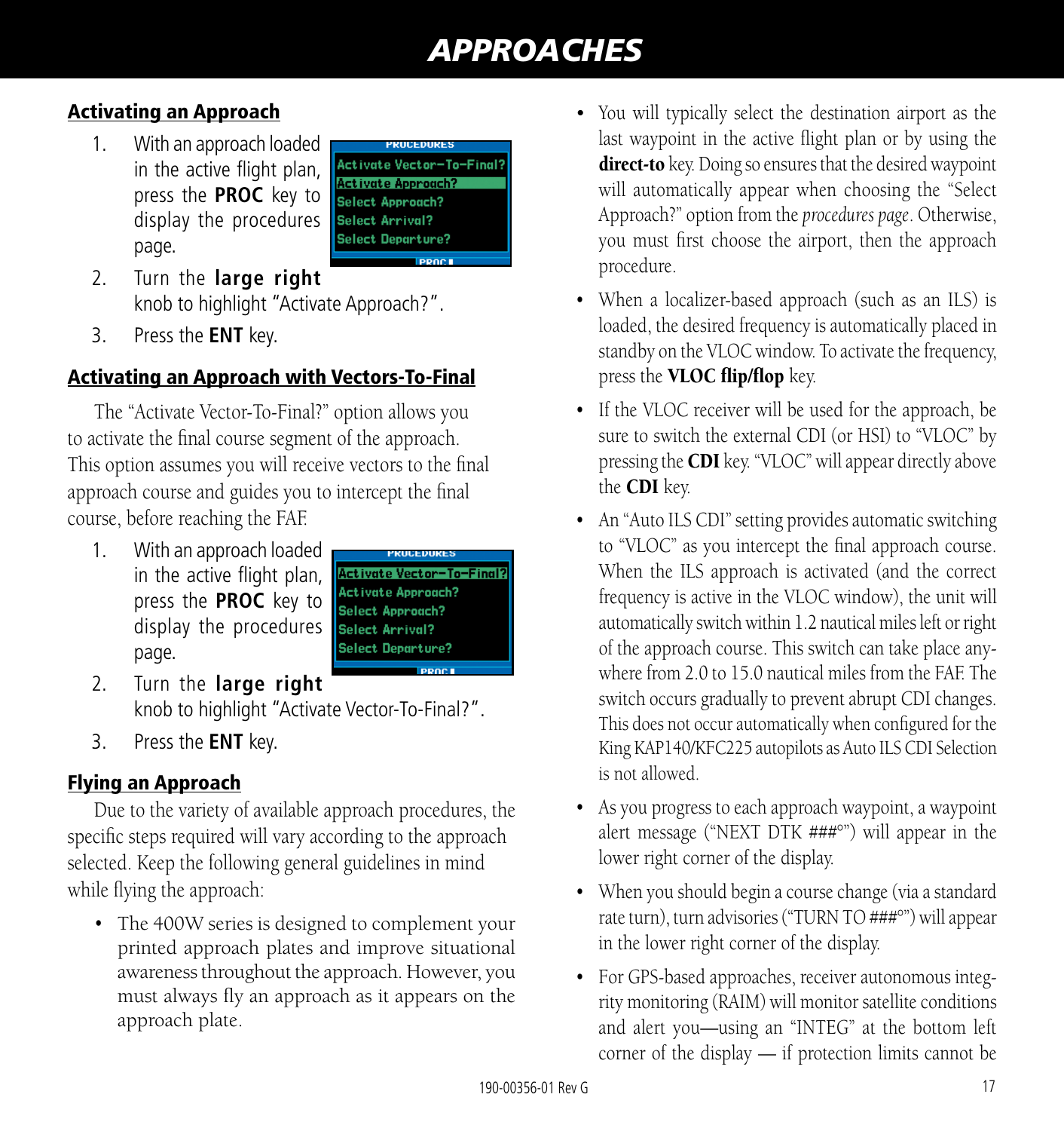# APPROACHES

## Activating an Approach

1. With an approach loaded in the active flight plan, press the **PROC** key to display the procedures page.
2. Turn the **large right** knob to highlight "Activate Approach?".
3. Press the **ENT** key.

## Activating an Approach with Vectors-To-Final

The "Activate Vector-To-Final?" option allows you to activate the final course segment of the approach. This option assumes you will receive vectors to the final approach course and guides you to intercept the final course, before reaching the FAF.

1. With an approach loaded in the active flight plan, press the **PROC** key to display the procedures page.
2. Turn the **large right** knob to highlight "Activate Vector-To-Final?".
3. Press the **ENT** key.

## Flying an Approach

Due to the variety of available approach procedures, the specific steps required will vary according to the approach selected. Keep the following general guidelines in mind while flying the approach:

- The 400W series is designed to complement your printed approach plates and improve situational awareness throughout the approach. However, you must always fly an approach as it appears on the approach plate.
- You will typically select the destination airport as the last waypoint in the active flight plan or by using the **direct-to** key. Doing so ensures that the desired waypoint will automatically appear when choosing the "Select Approach?" option from the *procedures page*. Otherwise, you must first choose the airport, then the approach procedure.
- When a localizer-based approach (such as an ILS) is loaded, the desired frequency is automatically placed in standby on the VLOC window. To activate the frequency, press the **VLOC flip/flop** key.
- If the VLOC receiver will be used for the approach, be sure to switch the external CDI (or HSI) to "VLOC" by pressing the **CDI** key. "VLOC" will appear directly above the **CDI** key.
- An "Auto ILS CDI" setting provides automatic switching to "VLOC" as you intercept the final approach course. When the ILS approach is activated (and the correct frequency is active in the VLOC window), the unit will automatically switch within 1.2 nautical miles left or right of the approach course. This switch can take place anywhere from 2.0 to 15.0 nautical miles from the FAF. The switch occurs gradually to prevent abrupt CDI changes. This does not occur automatically when configured for the King KAP140/KFC225 autopilots as Auto ILS CDI Selection is not allowed.
- As you progress to each approach waypoint, a waypoint alert message ("NEXT DTK ###°") will appear in the lower right corner of the display.
- When you should begin a course change (via a standard rate turn), turn advisories ("TURN TO ###°") will appear in the lower right corner of the display.
- For GPS-based approaches, receiver autonomous integrity monitoring (RAIM) will monitor satellite conditions and alert you—using an "INTEG" at the bottom left corner of the display — if protection limits cannot be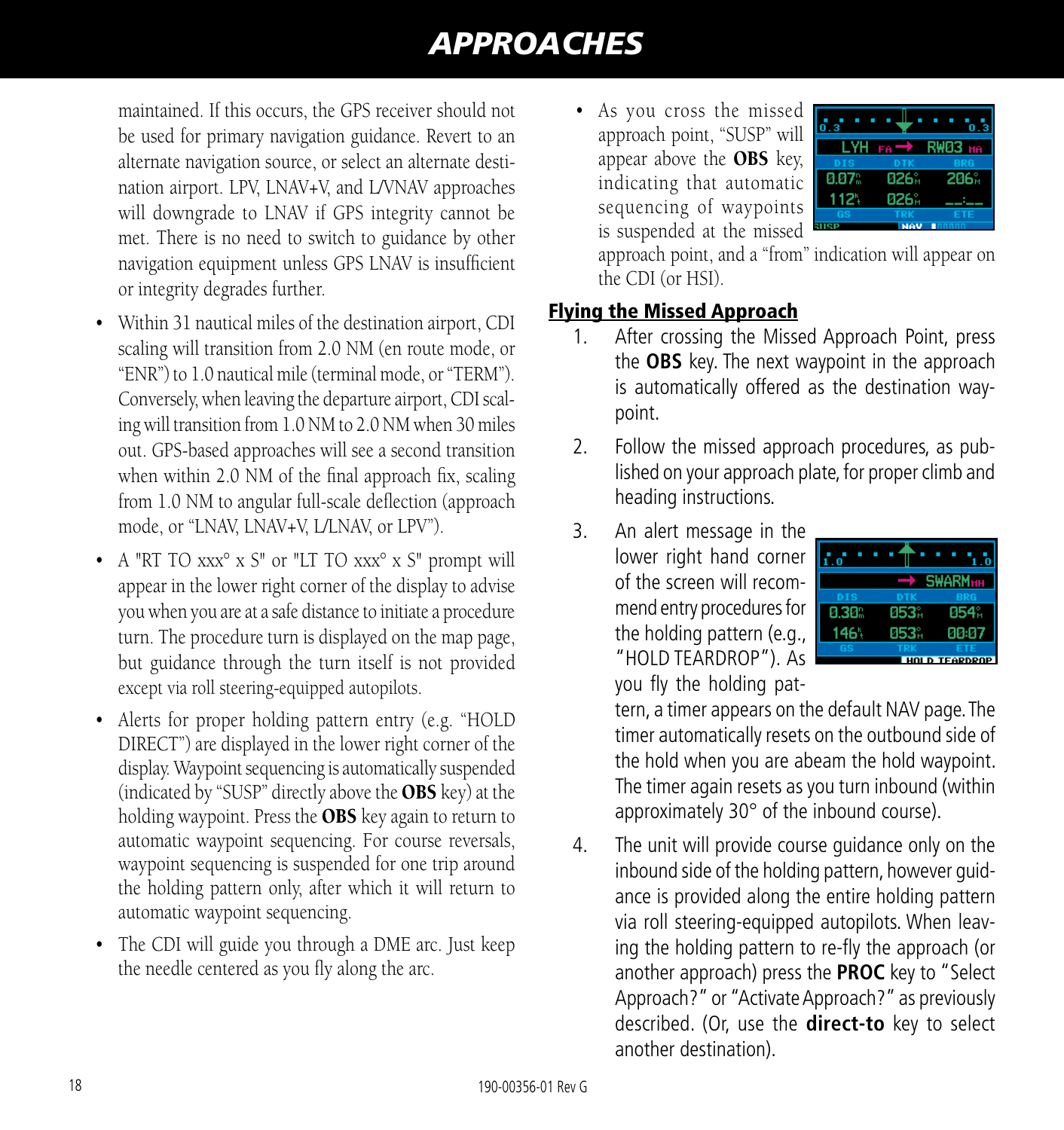maintained. If this occurs, the GPS receiver should not be used for primary navigation guidance. Revert to an alternate navigation source, or select an alternate destination airport. LPV, LNAV+V, and L/VNAV approaches will downgrade to LNAV if GPS integrity cannot be met. There is no need to switch to guidance by other navigation equipment unless GPS LNAV is insufficient or integrity degrades further.

- Within 31 nautical miles of the destination airport, CDI scaling will transition from 2.0 NM (en route mode, or "ENR") to 1.0 nautical mile (terminal mode, or "TERM"). Conversely, when leaving the departure airport, CDI scaling will transition from 1.0 NM to 2.0 NM when 30 miles out. GPS-based approaches will see a second transition when within 2.0 NM of the final approach fix, scaling from 1.0 NM to angular full-scale deflection (approach mode, or "LNAV, LNAV+V, L/LNAV, or LPV").
- A "RT TO xxx° x S" or "LT TO xxx° x S" prompt will appear in the lower right corner of the display to advise you when you are at a safe distance to initiate a procedure turn. The procedure turn is displayed on the map page, but guidance through the turn itself is not provided except via roll steering-equipped autopilots.
- Alerts for proper holding pattern entry (e.g. "HOLD DIRECT") are displayed in the lower right corner of the display. Waypoint sequencing is automatically suspended (indicated by "SUSP" directly above the **OBS** key) at the holding waypoint. Press the **OBS** key again to return to automatic waypoint sequencing. For course reversals, waypoint sequencing is suspended for one trip around the holding pattern only, after which it will return to automatic waypoint sequencing.
- The CDI will guide you through a DME arc. Just keep the needle centered as you fly along the arc.
- As you cross the missed approach point, "SUSP" will appear above the **OBS** key, indicating that automatic sequencing of waypoints is suspended at the missed approach point, and a "from" indication will appear on the CDI (or HSI).

## Flying the Missed Approach

1. After crossing the Missed Approach Point, press the **OBS** key. The next waypoint in the approach is automatically offered as the destination waypoint.
2. Follow the missed approach procedures, as published on your approach plate, for proper climb and heading instructions.
3. An alert message in the lower right hand corner of the screen will recommend entry procedures for the holding pattern (e.g., "HOLD TEARDROP"). As you fly the holding pattern, a timer appears on the default NAV page. The timer automatically resets on the outbound side of the hold when you are abeam the hold waypoint. The timer again resets as you turn inbound (within approximately 30° of the inbound course).
4. The unit will provide course guidance only on the inbound side of the holding pattern, however guidance is provided along the entire holding pattern via roll steering-equipped autopilots. When leaving the holding pattern to re-fly the approach (or another approach) press the **PROC** key to "Select Approach?" or "Activate Approach?" as previously described. (Or, use the **direct-to** key to select another destination).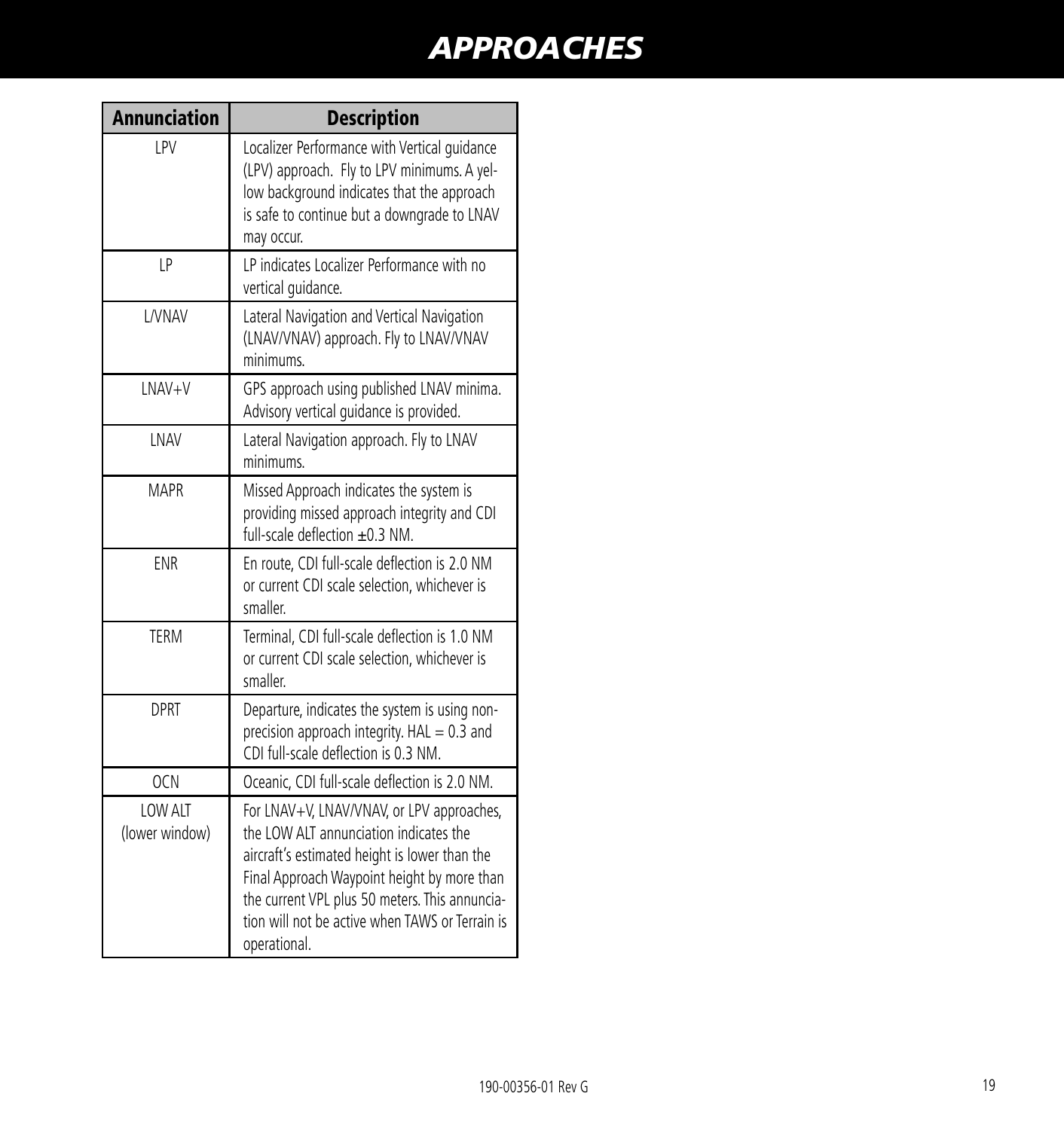# APPROACHES

| Annunciation | Description |
|---|---|
| LPV | Localizer Performance with Vertical guidance (LPV) approach. Fly to LPV minimums. A yellow background indicates that the approach is safe to continue but a downgrade to LNAV may occur. |
| LP | LP indicates Localizer Performance with no vertical guidance. |
| L/VNAV | Lateral Navigation and Vertical Navigation (LNAV/VNAV) approach. Fly to LNAV/VNAV minimums. |
| LNAV+V | GPS approach using published LNAV minima. Advisory vertical guidance is provided. |
| LNAV | Lateral Navigation approach. Fly to LNAV minimums. |
| MAPR | Missed Approach indicates the system is providing missed approach integrity and CDI full-scale deflection ±0.3 NM. |
| ENR | En route, CDI full-scale deflection is 2.0 NM or current CDI scale selection, whichever is smaller. |
| TERM | Terminal, CDI full-scale deflection is 1.0 NM or current CDI scale selection, whichever is smaller. |
| DPRT | Departure, indicates the system is using non-precision approach integrity. HAL = 0.3 and CDI full-scale deflection is 0.3 NM. |
| OCN | Oceanic, CDI full-scale deflection is 2.0 NM. |
| LOW ALT (lower window) | For LNAV+V, LNAV/VNAV, or LPV approaches, the LOW ALT annunciation indicates the aircraft's estimated height is lower than the Final Approach Waypoint height by more than the current VPL plus 50 meters. This annunciation will not be active when TAWS or Terrain is operational. |

190-00356-01 Rev G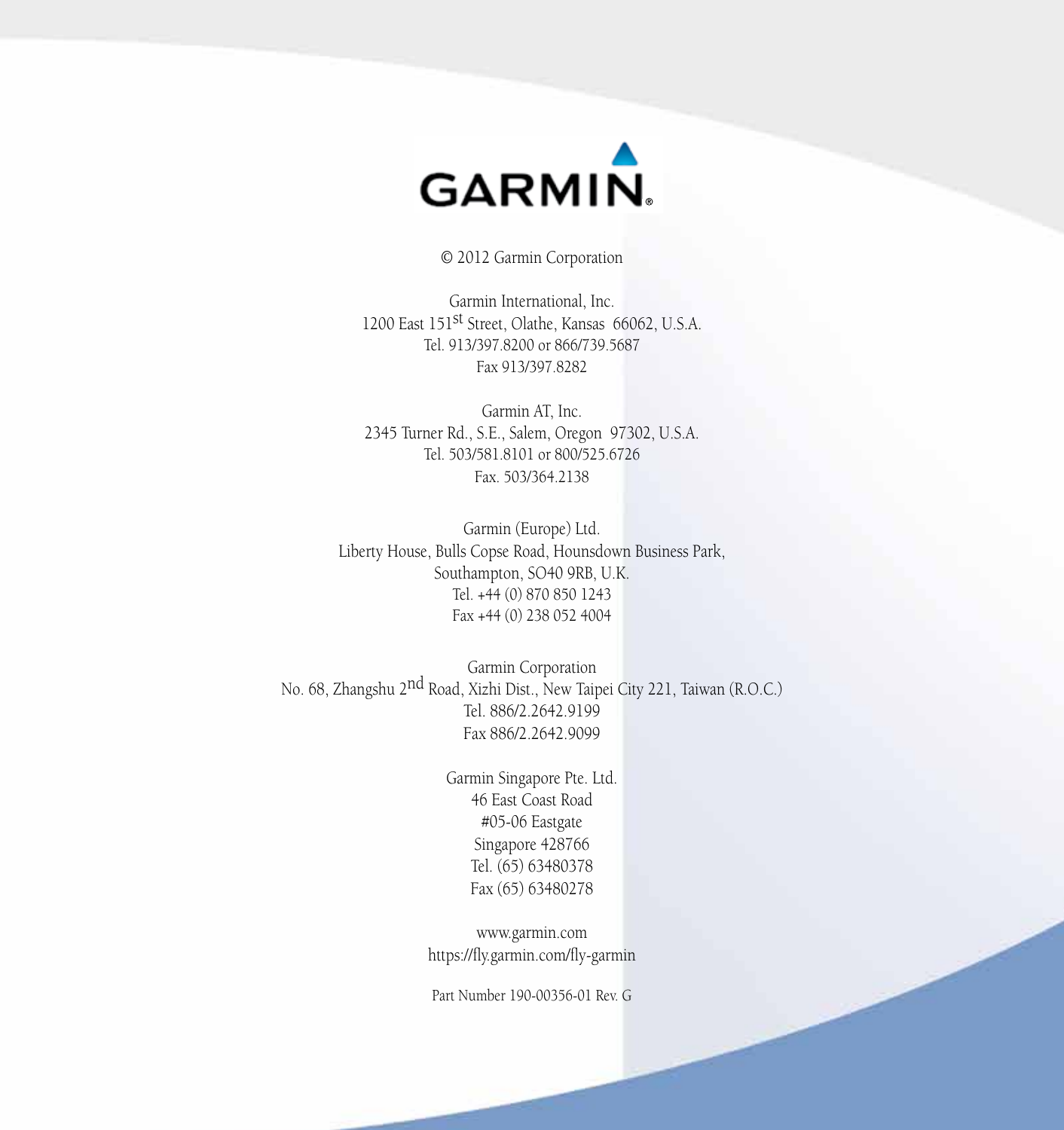GARMIN

© 2012 Garmin Corporation

Garmin International, Inc.
1200 East 151st Street, Olathe, Kansas  66062, U.S.A.
Tel. 913/397.8200 or 866/739.5687
Fax 913/397.8282

Garmin AT, Inc.
2345 Turner Rd., S.E., Salem, Oregon  97302, U.S.A.
Tel. 503/581.8101 or 800/525.6726
Fax. 503/364.2138

Garmin (Europe) Ltd.
Liberty House, Bulls Copse Road, Hounsdown Business Park,
Southampton, SO40 9RB, U.K.
Tel. +44 (0) 870 850 1243
Fax +44 (0) 238 052 4004

Garmin Corporation
No. 68, Zhangshu 2nd Road, Xizhi Dist., New Taipei City 221, Taiwan (R.O.C.)
Tel. 886/2.2642.9199
Fax 886/2.2642.9099

Garmin Singapore Pte. Ltd.
46 East Coast Road
#05-06 Eastgate
Singapore 428766
Tel. (65) 63480378
Fax (65) 63480278

www.garmin.com
https://fly.garmin.com/fly-garmin

Part Number 190-00356-01 Rev. G